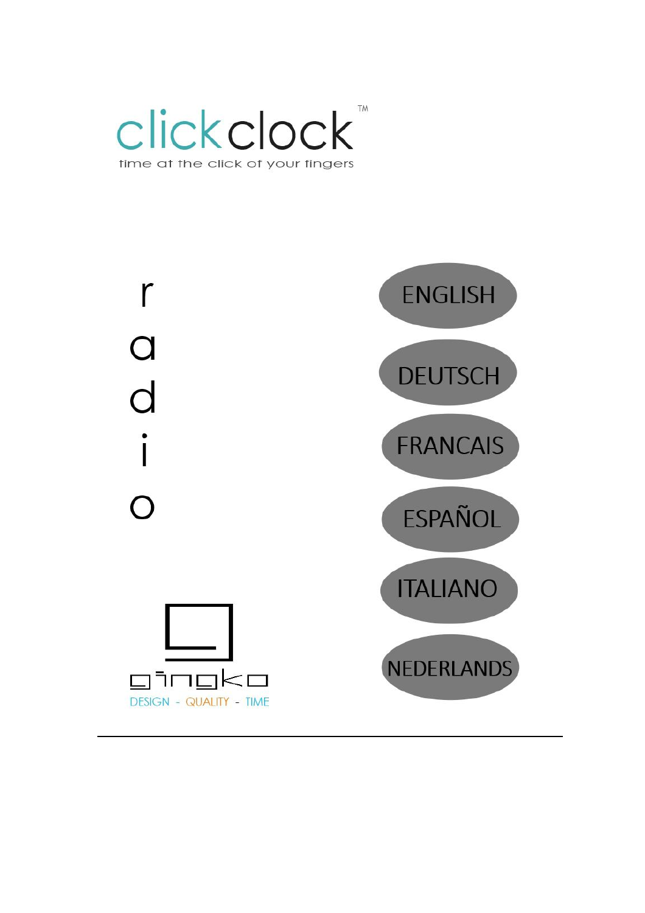# clickclock™

time at the click of your fingers

r
a
d
i
o

gingko

DESIGN - QUALITY - TIME

ENGLISH

DEUTSCH

FRANCAIS

ESPAÑOL

ITALIANO

NEDERLANDS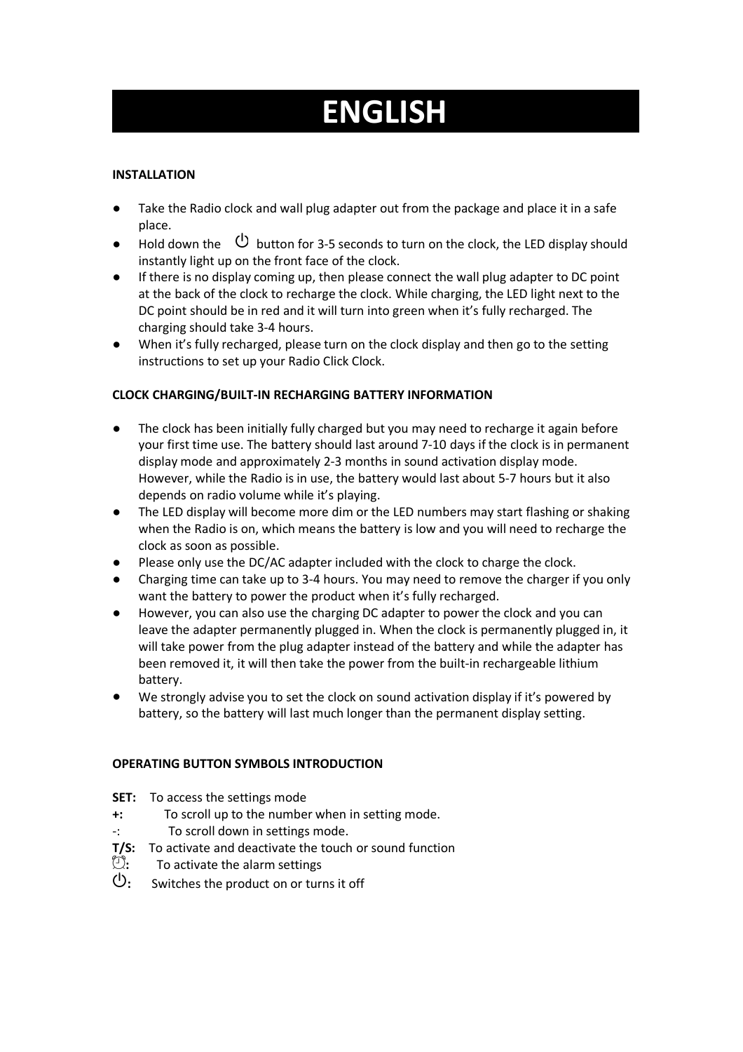# ENGLISH

**INSTALLATION**

- Take the Radio clock and wall plug adapter out from the package and place it in a safe place.
- Hold down the ⏻ button for 3-5 seconds to turn on the clock, the LED display should instantly light up on the front face of the clock.
- If there is no display coming up, then please connect the wall plug adapter to DC point at the back of the clock to recharge the clock. While charging, the LED light next to the DC point should be in red and it will turn into green when it's fully recharged. The charging should take 3-4 hours.
- When it's fully recharged, please turn on the clock display and then go to the setting instructions to set up your Radio Click Clock.

**CLOCK CHARGING/BUILT-IN RECHARGING BATTERY INFORMATION**

- The clock has been initially fully charged but you may need to recharge it again before your first time use. The battery should last around 7-10 days if the clock is in permanent display mode and approximately 2-3 months in sound activation display mode. However, while the Radio is in use, the battery would last about 5-7 hours but it also depends on radio volume while it's playing.
- The LED display will become more dim or the LED numbers may start flashing or shaking when the Radio is on, which means the battery is low and you will need to recharge the clock as soon as possible.
- Please only use the DC/AC adapter included with the clock to charge the clock.
- Charging time can take up to 3-4 hours. You may need to remove the charger if you only want the battery to power the product when it's fully recharged.
- However, you can also use the charging DC adapter to power the clock and you can leave the adapter permanently plugged in. When the clock is permanently plugged in, it will take power from the plug adapter instead of the battery and while the adapter has been removed it, it will then take the power from the built-in rechargeable lithium battery.
- We strongly advise you to set the clock on sound activation display if it's powered by battery, so the battery will last much longer than the permanent display setting.

**OPERATING BUTTON SYMBOLS INTRODUCTION**

**SET:** To access the settings mode
**+:** To scroll up to the number when in setting mode.
-: To scroll down in settings mode.
**T/S:** To activate and deactivate the touch or sound function
⏰**:** To activate the alarm settings
⏻**:** Switches the product on or turns it off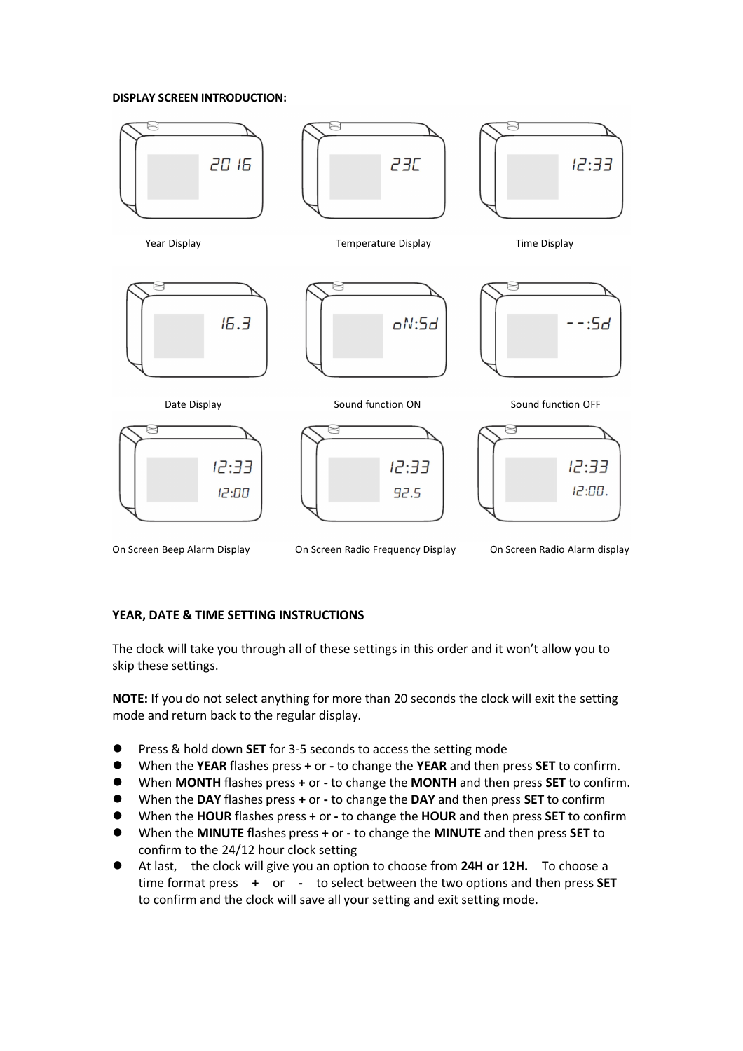**DISPLAY SCREEN INTRODUCTION:**

2016

Year Display

23C

Temperature Display

12:33

Time Display

16.3

Date Display

oN:Sd

Sound function ON

--:Sd

Sound function OFF

12:33
12:00

On Screen Beep Alarm Display

12:33
92.5

On Screen Radio Frequency Display

12:33
12:00.

On Screen Radio Alarm display

**YEAR, DATE & TIME SETTING INSTRUCTIONS**

The clock will take you through all of these settings in this order and it won't allow you to skip these settings.

**NOTE:** If you do not select anything for more than 20 seconds the clock will exit the setting mode and return back to the regular display.

- Press & hold down **SET** for 3-5 seconds to access the setting mode
- When the **YEAR** flashes press **+** or **-** to change the **YEAR** and then press **SET** to confirm.
- When **MONTH** flashes press **+** or **-** to change the **MONTH** and then press **SET** to confirm.
- When the **DAY** flashes press **+** or **-** to change the **DAY** and then press **SET** to confirm
- When the **HOUR** flashes press + or **-** to change the **HOUR** and then press **SET** to confirm
- When the **MINUTE** flashes press **+** or **-** to change the **MINUTE** and then press **SET** to confirm to the 24/12 hour clock setting
- At last, the clock will give you an option to choose from **24H or 12H.** To choose a time format press **+** or **-** to select between the two options and then press **SET** to confirm and the clock will save all your setting and exit setting mode.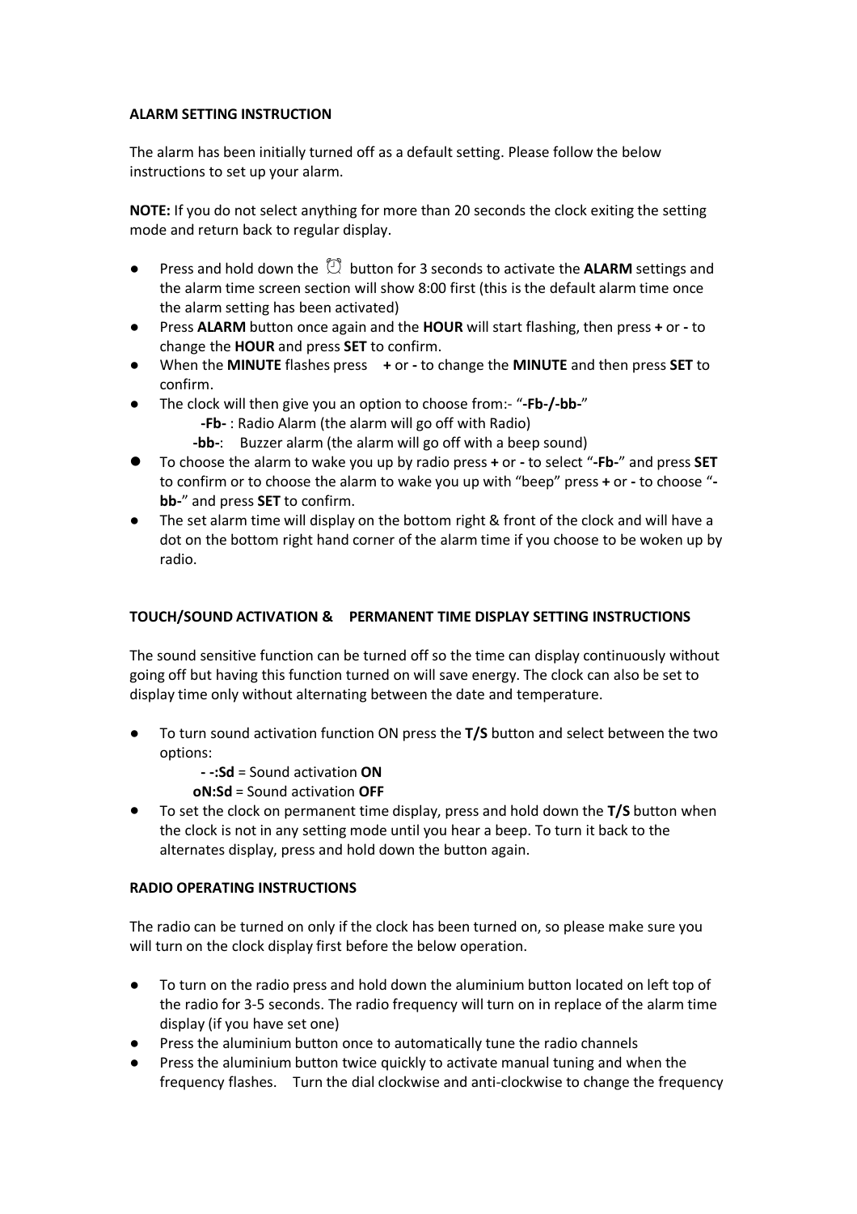**ALARM SETTING INSTRUCTION**

The alarm has been initially turned off as a default setting. Please follow the below instructions to set up your alarm.

**NOTE:** If you do not select anything for more than 20 seconds the clock exiting the setting mode and return back to regular display.

- Press and hold down the ⏰ button for 3 seconds to activate the **ALARM** settings and the alarm time screen section will show 8:00 first (this is the default alarm time once the alarm setting has been activated)
- Press **ALARM** button once again and the **HOUR** will start flashing, then press **+** or **-** to change the **HOUR** and press **SET** to confirm.
- When the **MINUTE** flashes press **+** or **-** to change the **MINUTE** and then press **SET** to confirm.
- The clock will then give you an option to choose from:- "**-Fb-/-bb-**"
  - **-Fb-** : Radio Alarm (the alarm will go off with Radio)
  - **-bb-**: Buzzer alarm (the alarm will go off with a beep sound)
- To choose the alarm to wake you up by radio press **+** or **-** to select "**-Fb-**" and press **SET** to confirm or to choose the alarm to wake you up with "beep" press **+** or **-** to choose "**-bb-**" and press **SET** to confirm.
- The set alarm time will display on the bottom right & front of the clock and will have a dot on the bottom right hand corner of the alarm time if you choose to be woken up by radio.

**TOUCH/SOUND ACTIVATION & PERMANENT TIME DISPLAY SETTING INSTRUCTIONS**

The sound sensitive function can be turned off so the time can display continuously without going off but having this function turned on will save energy. The clock can also be set to display time only without alternating between the date and temperature.

- To turn sound activation function ON press the **T/S** button and select between the two options:
  - **- -:Sd** = Sound activation **ON**
  - **oN:Sd** = Sound activation **OFF**
- To set the clock on permanent time display, press and hold down the **T/S** button when the clock is not in any setting mode until you hear a beep. To turn it back to the alternates display, press and hold down the button again.

**RADIO OPERATING INSTRUCTIONS**

The radio can be turned on only if the clock has been turned on, so please make sure you will turn on the clock display first before the below operation.

- To turn on the radio press and hold down the aluminium button located on left top of the radio for 3-5 seconds. The radio frequency will turn on in replace of the alarm time display (if you have set one)
- Press the aluminium button once to automatically tune the radio channels
- Press the aluminium button twice quickly to activate manual tuning and when the frequency flashes. Turn the dial clockwise and anti-clockwise to change the frequency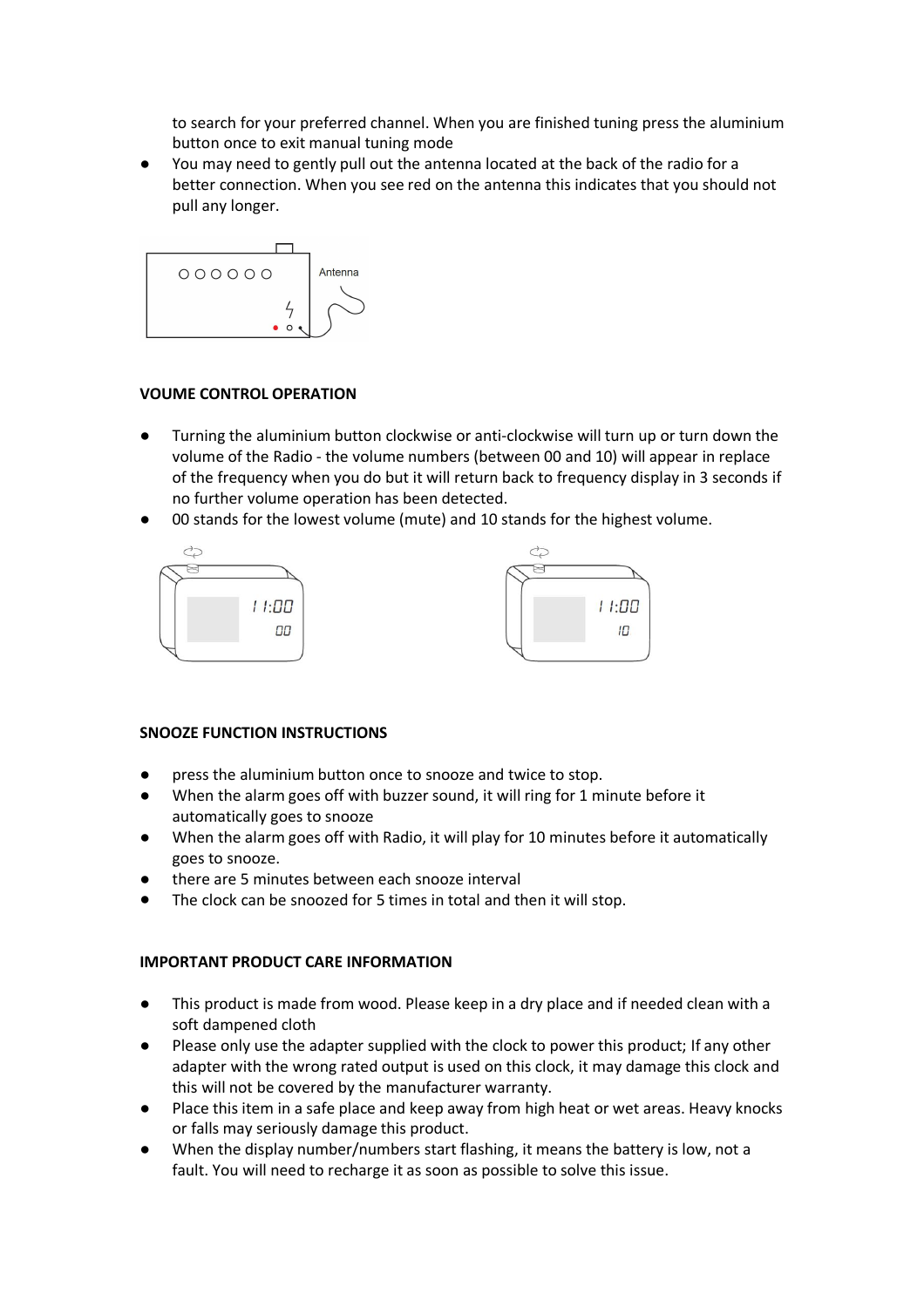to search for your preferred channel. When you are finished tuning press the aluminium button once to exit manual tuning mode

- You may need to gently pull out the antenna located at the back of the radio for a better connection. When you see red on the antenna this indicates that you should not pull any longer.

**VOUME CONTROL OPERATION**

- Turning the aluminium button clockwise or anti-clockwise will turn up or turn down the volume of the Radio - the volume numbers (between 00 and 10) will appear in replace of the frequency when you do but it will return back to frequency display in 3 seconds if no further volume operation has been detected.
- 00 stands for the lowest volume (mute) and 10 stands for the highest volume.

**SNOOZE FUNCTION INSTRUCTIONS**

- press the aluminium button once to snooze and twice to stop.
- When the alarm goes off with buzzer sound, it will ring for 1 minute before it automatically goes to snooze
- When the alarm goes off with Radio, it will play for 10 minutes before it automatically goes to snooze.
- there are 5 minutes between each snooze interval
- The clock can be snoozed for 5 times in total and then it will stop.

**IMPORTANT PRODUCT CARE INFORMATION**

- This product is made from wood. Please keep in a dry place and if needed clean with a soft dampened cloth
- Please only use the adapter supplied with the clock to power this product; If any other adapter with the wrong rated output is used on this clock, it may damage this clock and this will not be covered by the manufacturer warranty.
- Place this item in a safe place and keep away from high heat or wet areas. Heavy knocks or falls may seriously damage this product.
- When the display number/numbers start flashing, it means the battery is low, not a fault. You will need to recharge it as soon as possible to solve this issue.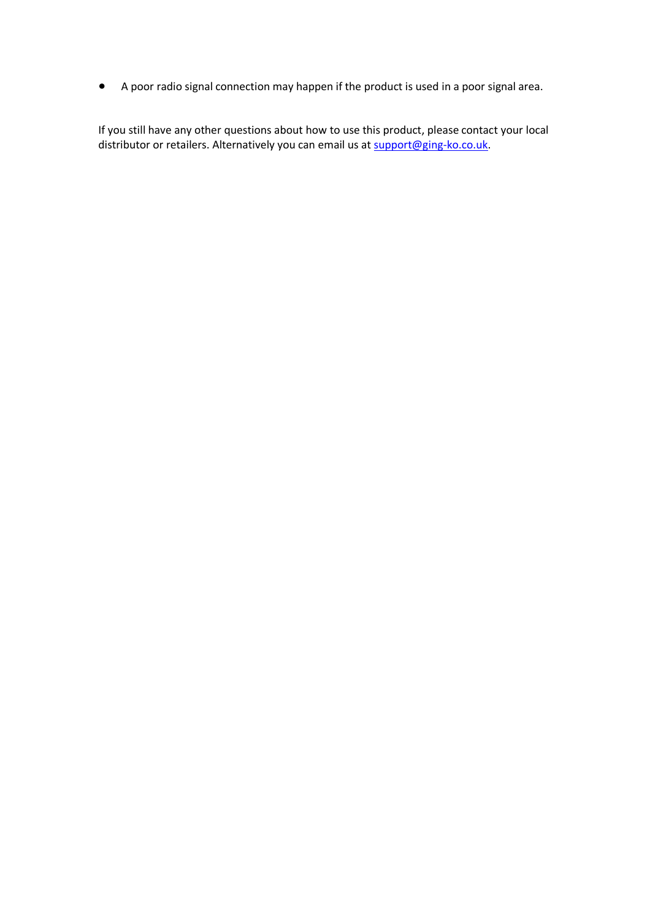- A poor radio signal connection may happen if the product is used in a poor signal area.

If you still have any other questions about how to use this product, please contact your local distributor or retailers. Alternatively you can email us at support@ging-ko.co.uk.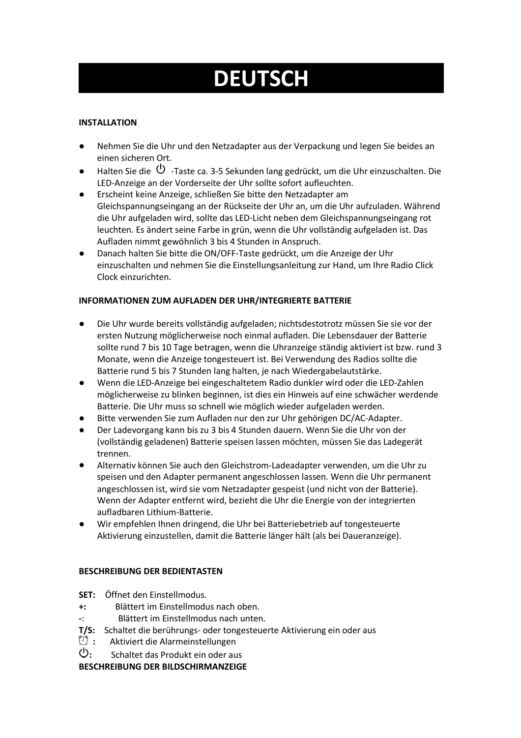# DEUTSCH

**INSTALLATION**

- Nehmen Sie die Uhr und den Netzadapter aus der Verpackung und legen Sie beides an einen sicheren Ort.
- Halten Sie die ⏻ -Taste ca. 3-5 Sekunden lang gedrückt, um die Uhr einzuschalten. Die LED-Anzeige an der Vorderseite der Uhr sollte sofort aufleuchten.
- Erscheint keine Anzeige, schließen Sie bitte den Netzadapter am Gleichspannungseingang an der Rückseite der Uhr an, um die Uhr aufzuladen. Während die Uhr aufgeladen wird, sollte das LED-Licht neben dem Gleichspannungseingang rot leuchten. Es ändert seine Farbe in grün, wenn die Uhr vollständig aufgeladen ist. Das Aufladen nimmt gewöhnlich 3 bis 4 Stunden in Anspruch.
- Danach halten Sie bitte die ON/OFF-Taste gedrückt, um die Anzeige der Uhr einzuschalten und nehmen Sie die Einstellungsanleitung zur Hand, um Ihre Radio Click Clock einzurichten.

**INFORMATIONEN ZUM AUFLADEN DER UHR/INTEGRIERTE BATTERIE**

- Die Uhr wurde bereits vollständig aufgeladen; nichtsdestotrotz müssen Sie sie vor der ersten Nutzung möglicherweise noch einmal aufladen. Die Lebensdauer der Batterie sollte rund 7 bis 10 Tage betragen, wenn die Uhranzeige ständig aktiviert ist bzw. rund 3 Monate, wenn die Anzeige tongesteuert ist. Bei Verwendung des Radios sollte die Batterie rund 5 bis 7 Stunden lang halten, je nach Wiedergabelautstärke.
- Wenn die LED-Anzeige bei eingeschaltetem Radio dunkler wird oder die LED-Zahlen möglicherweise zu blinken beginnen, ist dies ein Hinweis auf eine schwächer werdende Batterie. Die Uhr muss so schnell wie möglich wieder aufgeladen werden.
- Bitte verwenden Sie zum Aufladen nur den zur Uhr gehörigen DC/AC-Adapter.
- Der Ladevorgang kann bis zu 3 bis 4 Stunden dauern. Wenn Sie die Uhr von der (vollständig geladenen) Batterie speisen lassen möchten, müssen Sie das Ladegerät trennen.
- Alternativ können Sie auch den Gleichstrom-Ladeadapter verwenden, um die Uhr zu speisen und den Adapter permanent angeschlossen lassen. Wenn die Uhr permanent angeschlossen ist, wird sie vom Netzadapter gespeist (und nicht von der Batterie). Wenn der Adapter entfernt wird, bezieht die Uhr die Energie von der integrierten aufladbaren Lithium-Batterie.
- Wir empfehlen Ihnen dringend, die Uhr bei Batteriebetrieb auf tongesteuerte Aktivierung einzustellen, damit die Batterie länger hält (als bei Daueranzeige).

**BESCHREIBUNG DER BEDIENTASTEN**

**SET:** Öffnet den Einstellmodus.
**+:** Blättert im Einstellmodus nach oben.
**-**: Blättert im Einstellmodus nach unten.
**T/S:** Schaltet die berührungs- oder tongesteuerte Aktivierung ein oder aus
⏰ **:** Aktiviert die Alarmeinstellungen
⏻**:** Schaltet das Produkt ein oder aus

**BESCHREIBUNG DER BILDSCHIRMANZEIGE**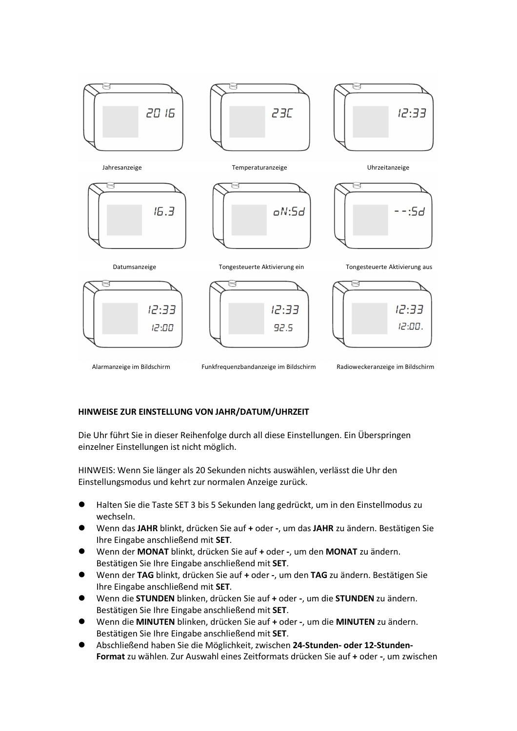Jahresanzeige

Temperaturanzeige

Uhrzeitanzeige

Datumsanzeige

Tongesteuerte Aktivierung ein

Tongesteuerte Aktivierung aus

Alarmanzeige im Bildschirm

Funkfrequenzbandanzeige im Bildschirm

Radioweckeranzeige im Bildschirm

**HINWEISE ZUR EINSTELLUNG VON JAHR/DATUM/UHRZEIT**

Die Uhr führt Sie in dieser Reihenfolge durch all diese Einstellungen. Ein Überspringen einzelner Einstellungen ist nicht möglich.

HINWEIS: Wenn Sie länger als 20 Sekunden nichts auswählen, verlässt die Uhr den Einstellungsmodus und kehrt zur normalen Anzeige zurück.

- Halten Sie die Taste SET 3 bis 5 Sekunden lang gedrückt, um in den Einstellmodus zu wechseln.
- Wenn das **JAHR** blinkt, drücken Sie auf **+** oder **-**, um das **JAHR** zu ändern. Bestätigen Sie Ihre Eingabe anschließend mit **SET**.
- Wenn der **MONAT** blinkt, drücken Sie auf **+** oder **-**, um den **MONAT** zu ändern. Bestätigen Sie Ihre Eingabe anschließend mit **SET**.
- Wenn der **TAG** blinkt, drücken Sie auf **+** oder **-**, um den **TAG** zu ändern. Bestätigen Sie Ihre Eingabe anschließend mit **SET**.
- Wenn die **STUNDEN** blinken, drücken Sie auf **+** oder **-**, um die **STUNDEN** zu ändern. Bestätigen Sie Ihre Eingabe anschließend mit **SET**.
- Wenn die **MINUTEN** blinken, drücken Sie auf **+** oder **-**, um die **MINUTEN** zu ändern. Bestätigen Sie Ihre Eingabe anschließend mit **SET**.
- Abschließend haben Sie die Möglichkeit, zwischen **24-Stunden- oder 12-Stunden-Format** zu wählen. Zur Auswahl eines Zeitformats drücken Sie auf **+** oder **-**, um zwischen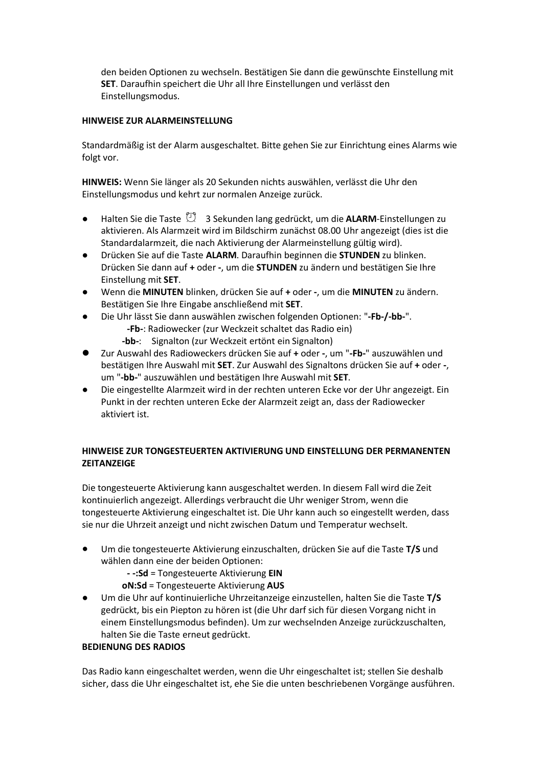den beiden Optionen zu wechseln. Bestätigen Sie dann die gewünschte Einstellung mit **SET**. Daraufhin speichert die Uhr all Ihre Einstellungen und verlässt den Einstellungsmodus.

**HINWEISE ZUR ALARMEINSTELLUNG**

Standardmäßig ist der Alarm ausgeschaltet. Bitte gehen Sie zur Einrichtung eines Alarms wie folgt vor.

**HINWEIS:** Wenn Sie länger als 20 Sekunden nichts auswählen, verlässt die Uhr den Einstellungsmodus und kehrt zur normalen Anzeige zurück.

- Halten Sie die Taste ⏰ 3 Sekunden lang gedrückt, um die **ALARM**-Einstellungen zu aktivieren. Als Alarmzeit wird im Bildschirm zunächst 08.00 Uhr angezeigt (dies ist die Standardalarmzeit, die nach Aktivierung der Alarmeinstellung gültig wird).
- Drücken Sie auf die Taste **ALARM**. Daraufhin beginnen die **STUNDEN** zu blinken. Drücken Sie dann auf **+** oder **-**, um die **STUNDEN** zu ändern und bestätigen Sie Ihre Einstellung mit **SET**.
- Wenn die **MINUTEN** blinken, drücken Sie auf **+** oder **-**, um die **MINUTEN** zu ändern. Bestätigen Sie Ihre Eingabe anschließend mit **SET**.
- Die Uhr lässt Sie dann auswählen zwischen folgenden Optionen: "**-Fb-/-bb-**".
  - **-Fb-**: Radiowecker (zur Weckzeit schaltet das Radio ein)
  - **-bb-**: Signalton (zur Weckzeit ertönt ein Signalton)
- Zur Auswahl des Radioweckers drücken Sie auf **+** oder **-**, um "**-Fb-**" auszuwählen und bestätigen Ihre Auswahl mit **SET**. Zur Auswahl des Signaltons drücken Sie auf **+** oder **-**, um "**-bb-**" auszuwählen und bestätigen Ihre Auswahl mit **SET**.
- Die eingestellte Alarmzeit wird in der rechten unteren Ecke vor der Uhr angezeigt. Ein Punkt in der rechten unteren Ecke der Alarmzeit zeigt an, dass der Radiowecker aktiviert ist.

**HINWEISE ZUR TONGESTEUERTEN AKTIVIERUNG UND EINSTELLUNG DER PERMANENTEN ZEITANZEIGE**

Die tongesteuerte Aktivierung kann ausgeschaltet werden. In diesem Fall wird die Zeit kontinuierlich angezeigt. Allerdings verbraucht die Uhr weniger Strom, wenn die tongesteuerte Aktivierung eingeschaltet ist. Die Uhr kann auch so eingestellt werden, dass sie nur die Uhrzeit anzeigt und nicht zwischen Datum und Temperatur wechselt.

- Um die tongesteuerte Aktivierung einzuschalten, drücken Sie auf die Taste **T/S** und wählen dann eine der beiden Optionen:
  - **- -:Sd** = Tongesteuerte Aktivierung **EIN**
  - **oN:Sd** = Tongesteuerte Aktivierung **AUS**
- Um die Uhr auf kontinuierliche Uhrzeitanzeige einzustellen, halten Sie die Taste **T/S** gedrückt, bis ein Piepton zu hören ist (die Uhr darf sich für diesen Vorgang nicht in einem Einstellungsmodus befinden). Um zur wechselnden Anzeige zurückzuschalten, halten Sie die Taste erneut gedrückt.

**BEDIENUNG DES RADIOS**

Das Radio kann eingeschaltet werden, wenn die Uhr eingeschaltet ist; stellen Sie deshalb sicher, dass die Uhr eingeschaltet ist, ehe Sie die unten beschriebenen Vorgänge ausführen.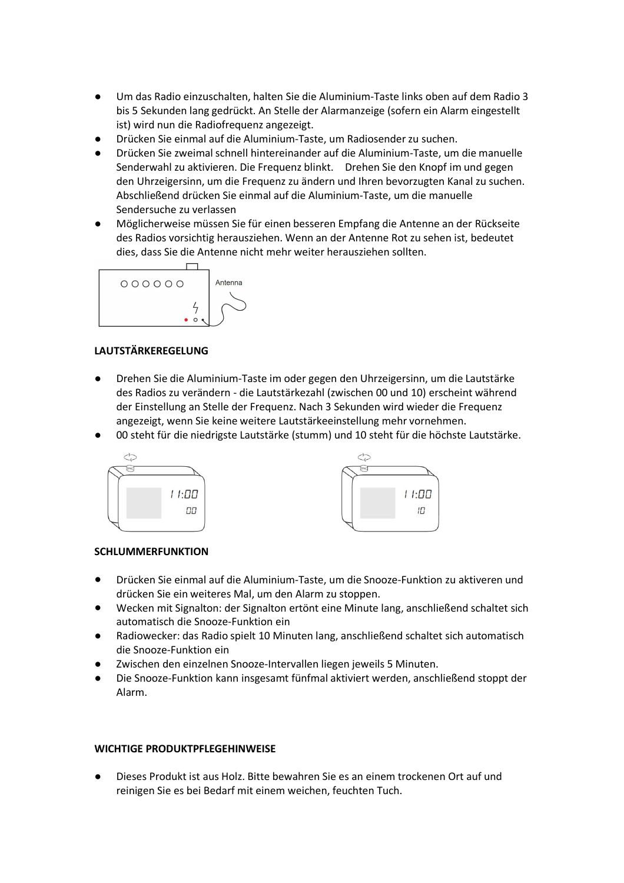- Um das Radio einzuschalten, halten Sie die Aluminium-Taste links oben auf dem Radio 3 bis 5 Sekunden lang gedrückt. An Stelle der Alarmanzeige (sofern ein Alarm eingestellt ist) wird nun die Radiofrequenz angezeigt.
- Drücken Sie einmal auf die Aluminium-Taste, um Radiosender zu suchen.
- Drücken Sie zweimal schnell hintereinander auf die Aluminium-Taste, um die manuelle Senderwahl zu aktivieren. Die Frequenz blinkt. Drehen Sie den Knopf im und gegen den Uhrzeigersinn, um die Frequenz zu ändern und Ihren bevorzugten Kanal zu suchen. Abschließend drücken Sie einmal auf die Aluminium-Taste, um die manuelle Sendersuche zu verlassen
- Möglicherweise müssen Sie für einen besseren Empfang die Antenne an der Rückseite des Radios vorsichtig herausziehen. Wenn an der Antenne Rot zu sehen ist, bedeutet dies, dass Sie die Antenne nicht mehr weiter herausziehen sollten.

Antenna

**LAUTSTÄRKEREGELUNG**

- Drehen Sie die Aluminium-Taste im oder gegen den Uhrzeigersinn, um die Lautstärke des Radios zu verändern - die Lautstärkezahl (zwischen 00 und 10) erscheint während der Einstellung an Stelle der Frequenz. Nach 3 Sekunden wird wieder die Frequenz angezeigt, wenn Sie keine weitere Lautstärkeeinstellung mehr vornehmen.
- 00 steht für die niedrigste Lautstärke (stumm) und 10 steht für die höchste Lautstärke.

**SCHLUMMERFUNKTION**

- Drücken Sie einmal auf die Aluminium-Taste, um die Snooze-Funktion zu aktiveren und drücken Sie ein weiteres Mal, um den Alarm zu stoppen.
- Wecken mit Signalton: der Signalton ertönt eine Minute lang, anschließend schaltet sich automatisch die Snooze-Funktion ein
- Radiowecker: das Radio spielt 10 Minuten lang, anschließend schaltet sich automatisch die Snooze-Funktion ein
- Zwischen den einzelnen Snooze-Intervallen liegen jeweils 5 Minuten.
- Die Snooze-Funktion kann insgesamt fünfmal aktiviert werden, anschließend stoppt der Alarm.

**WICHTIGE PRODUKTPFLEGEHINWEISE**

- Dieses Produkt ist aus Holz. Bitte bewahren Sie es an einem trockenen Ort auf und reinigen Sie es bei Bedarf mit einem weichen, feuchten Tuch.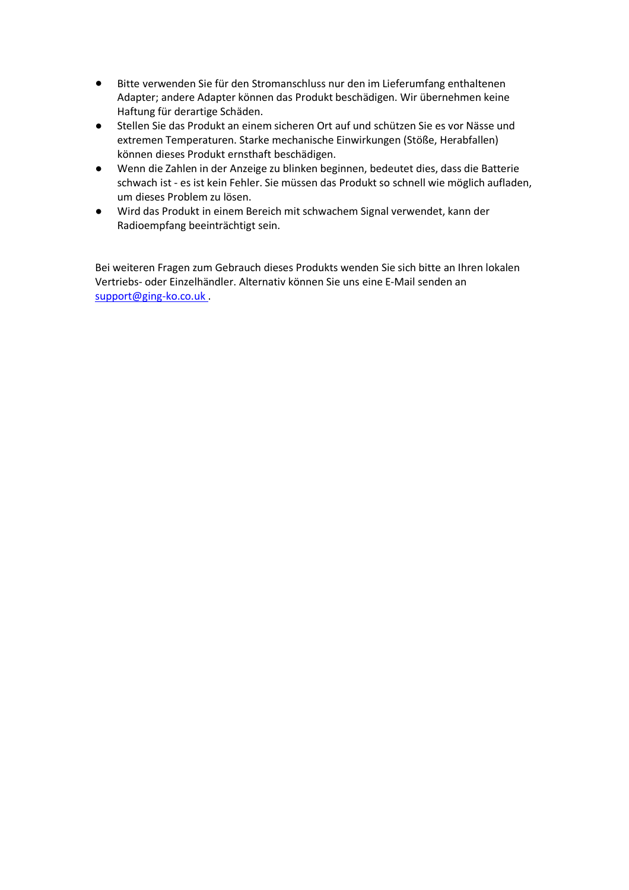- Bitte verwenden Sie für den Stromanschluss nur den im Lieferumfang enthaltenen Adapter; andere Adapter können das Produkt beschädigen. Wir übernehmen keine Haftung für derartige Schäden.
- Stellen Sie das Produkt an einem sicheren Ort auf und schützen Sie es vor Nässe und extremen Temperaturen. Starke mechanische Einwirkungen (Stöße, Herabfallen) können dieses Produkt ernsthaft beschädigen.
- Wenn die Zahlen in der Anzeige zu blinken beginnen, bedeutet dies, dass die Batterie schwach ist - es ist kein Fehler. Sie müssen das Produkt so schnell wie möglich aufladen, um dieses Problem zu lösen.
- Wird das Produkt in einem Bereich mit schwachem Signal verwendet, kann der Radioempfang beeinträchtigt sein.

Bei weiteren Fragen zum Gebrauch dieses Produkts wenden Sie sich bitte an Ihren lokalen Vertriebs- oder Einzelhändler. Alternativ können Sie uns eine E-Mail senden an support@ging-ko.co.uk .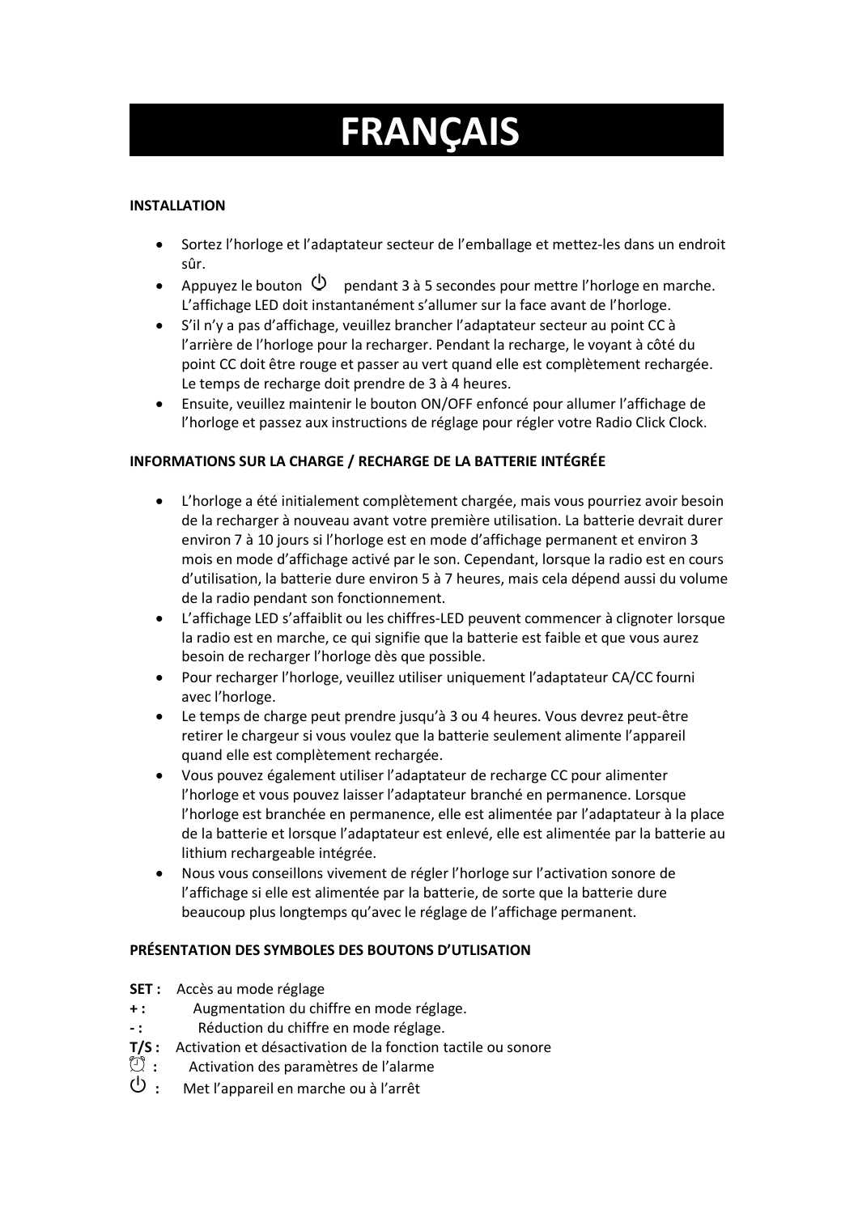# FRANÇAIS

**INSTALLATION**

- Sortez l'horloge et l'adaptateur secteur de l'emballage et mettez-les dans un endroit sûr.
- Appuyez le bouton ⏻ pendant 3 à 5 secondes pour mettre l'horloge en marche. L'affichage LED doit instantanément s'allumer sur la face avant de l'horloge.
- S'il n'y a pas d'affichage, veuillez brancher l'adaptateur secteur au point CC à l'arrière de l'horloge pour la recharger. Pendant la recharge, le voyant à côté du point CC doit être rouge et passer au vert quand elle est complètement rechargée. Le temps de recharge doit prendre de 3 à 4 heures.
- Ensuite, veuillez maintenir le bouton ON/OFF enfoncé pour allumer l'affichage de l'horloge et passez aux instructions de réglage pour régler votre Radio Click Clock.

**INFORMATIONS SUR LA CHARGE / RECHARGE DE LA BATTERIE INTÉGRÉE**

- L'horloge a été initialement complètement chargée, mais vous pourriez avoir besoin de la recharger à nouveau avant votre première utilisation. La batterie devrait durer environ 7 à 10 jours si l'horloge est en mode d'affichage permanent et environ 3 mois en mode d'affichage activé par le son. Cependant, lorsque la radio est en cours d'utilisation, la batterie dure environ 5 à 7 heures, mais cela dépend aussi du volume de la radio pendant son fonctionnement.
- L'affichage LED s'affaiblit ou les chiffres-LED peuvent commencer à clignoter lorsque la radio est en marche, ce qui signifie que la batterie est faible et que vous aurez besoin de recharger l'horloge dès que possible.
- Pour recharger l'horloge, veuillez utiliser uniquement l'adaptateur CA/CC fourni avec l'horloge.
- Le temps de charge peut prendre jusqu'à 3 ou 4 heures. Vous devrez peut-être retirer le chargeur si vous voulez que la batterie seulement alimente l'appareil quand elle est complètement rechargée.
- Vous pouvez également utiliser l'adaptateur de recharge CC pour alimenter l'horloge et vous pouvez laisser l'adaptateur branché en permanence. Lorsque l'horloge est branchée en permanence, elle est alimentée par l'adaptateur à la place de la batterie et lorsque l'adaptateur est enlevé, elle est alimentée par la batterie au lithium rechargeable intégrée.
- Nous vous conseillons vivement de régler l'horloge sur l'activation sonore de l'affichage si elle est alimentée par la batterie, de sorte que la batterie dure beaucoup plus longtemps qu'avec le réglage de l'affichage permanent.

**PRÉSENTATION DES SYMBOLES DES BOUTONS D'UTLISATION**

**SET :** Accès au mode réglage
**+ :** Augmentation du chiffre en mode réglage.
**- :** Réduction du chiffre en mode réglage.
**T/S :** Activation et désactivation de la fonction tactile ou sonore
⏰ **:** Activation des paramètres de l'alarme
⏻ **:** Met l'appareil en marche ou à l'arrêt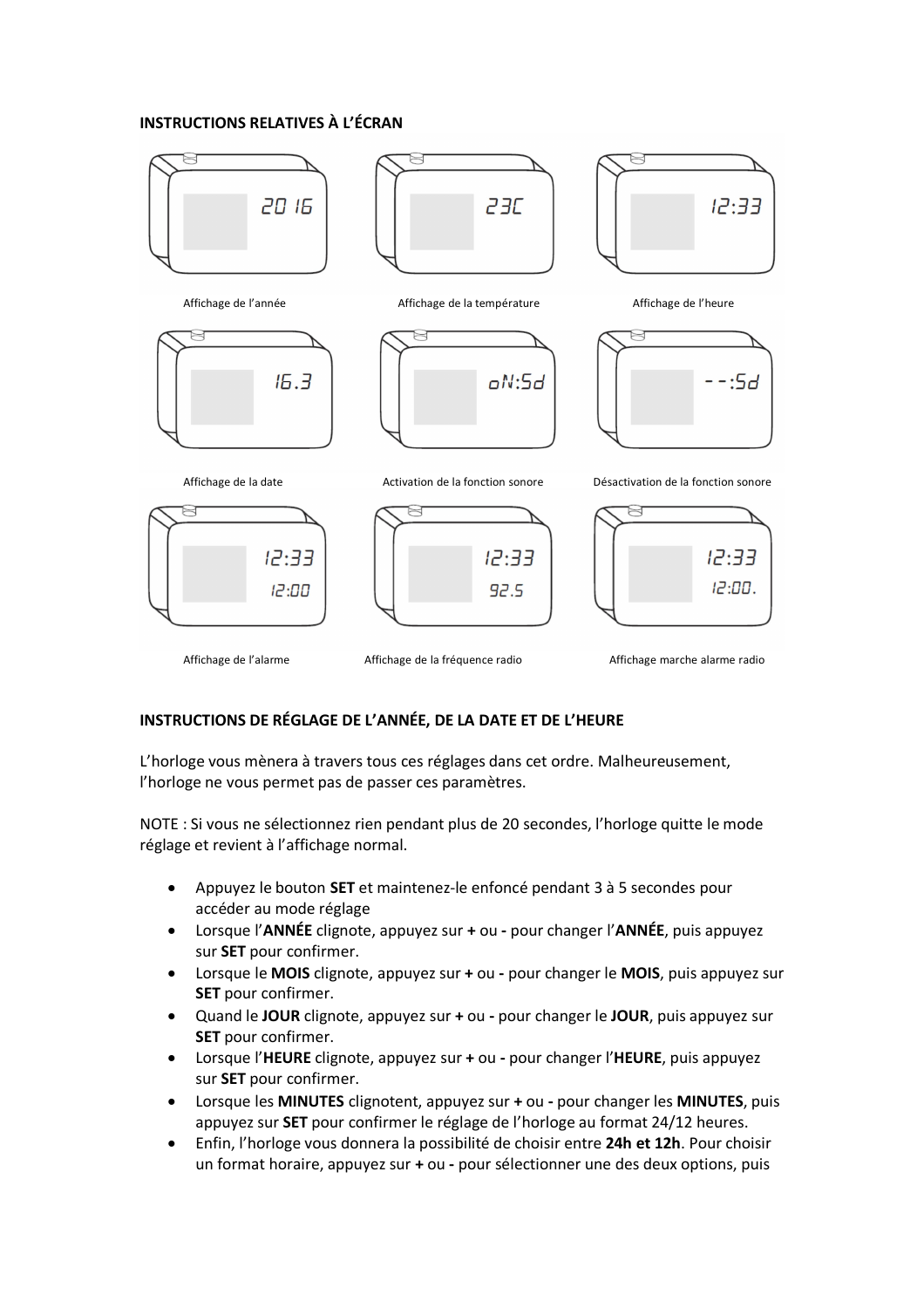**INSTRUCTIONS RELATIVES À L'ÉCRAN**

Affichage de l'année

Affichage de la température

Affichage de l'heure

Affichage de la date

Activation de la fonction sonore

Désactivation de la fonction sonore

Affichage de l'alarme

Affichage de la fréquence radio

Affichage marche alarme radio

**INSTRUCTIONS DE RÉGLAGE DE L'ANNÉE, DE LA DATE ET DE L'HEURE**

L'horloge vous mènera à travers tous ces réglages dans cet ordre. Malheureusement, l'horloge ne vous permet pas de passer ces paramètres.

NOTE : Si vous ne sélectionnez rien pendant plus de 20 secondes, l'horloge quitte le mode réglage et revient à l'affichage normal.

- Appuyez le bouton **SET** et maintenez-le enfoncé pendant 3 à 5 secondes pour accéder au mode réglage
- Lorsque l'**ANNÉE** clignote, appuyez sur **+** ou **-** pour changer l'**ANNÉE**, puis appuyez sur **SET** pour confirmer.
- Lorsque le **MOIS** clignote, appuyez sur **+** ou **-** pour changer le **MOIS**, puis appuyez sur **SET** pour confirmer.
- Quand le **JOUR** clignote, appuyez sur **+** ou **-** pour changer le **JOUR**, puis appuyez sur **SET** pour confirmer.
- Lorsque l'**HEURE** clignote, appuyez sur **+** ou **-** pour changer l'**HEURE**, puis appuyez sur **SET** pour confirmer.
- Lorsque les **MINUTES** clignotent, appuyez sur **+** ou **-** pour changer les **MINUTES**, puis appuyez sur **SET** pour confirmer le réglage de l'horloge au format 24/12 heures.
- Enfin, l'horloge vous donnera la possibilité de choisir entre **24h et 12h**. Pour choisir un format horaire, appuyez sur **+** ou **-** pour sélectionner une des deux options, puis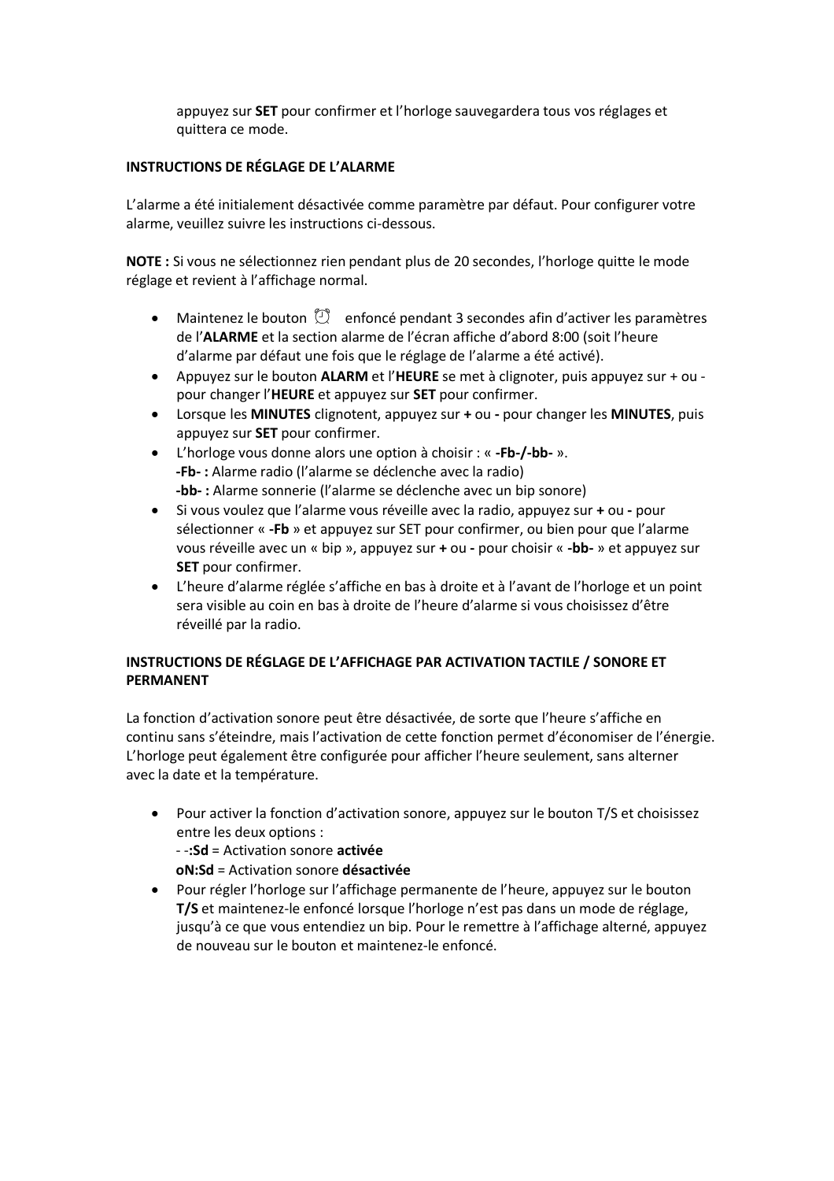appuyez sur **SET** pour confirmer et l'horloge sauvegardera tous vos réglages et quittera ce mode.

**INSTRUCTIONS DE RÉGLAGE DE L'ALARME**

L'alarme a été initialement désactivée comme paramètre par défaut. Pour configurer votre alarme, veuillez suivre les instructions ci-dessous.

**NOTE :** Si vous ne sélectionnez rien pendant plus de 20 secondes, l'horloge quitte le mode réglage et revient à l'affichage normal.

- Maintenez le bouton ⏰ enfoncé pendant 3 secondes afin d'activer les paramètres de l'**ALARME** et la section alarme de l'écran affiche d'abord 8:00 (soit l'heure d'alarme par défaut une fois que le réglage de l'alarme a été activé).
- Appuyez sur le bouton **ALARM** et l'**HEURE** se met à clignoter, puis appuyez sur + ou - pour changer l'**HEURE** et appuyez sur **SET** pour confirmer.
- Lorsque les **MINUTES** clignotent, appuyez sur **+** ou **-** pour changer les **MINUTES**, puis appuyez sur **SET** pour confirmer.
- L'horloge vous donne alors une option à choisir : « **-Fb-/-bb-** ».
  **-Fb- :** Alarme radio (l'alarme se déclenche avec la radio)
  **-bb- :** Alarme sonnerie (l'alarme se déclenche avec un bip sonore)
- Si vous voulez que l'alarme vous réveille avec la radio, appuyez sur **+** ou **-** pour sélectionner « **-Fb** » et appuyez sur SET pour confirmer, ou bien pour que l'alarme vous réveille avec un « bip », appuyez sur **+** ou **-** pour choisir « **-bb-** » et appuyez sur **SET** pour confirmer.
- L'heure d'alarme réglée s'affiche en bas à droite et à l'avant de l'horloge et un point sera visible au coin en bas à droite de l'heure d'alarme si vous choisissez d'être réveillé par la radio.

**INSTRUCTIONS DE RÉGLAGE DE L'AFFICHAGE PAR ACTIVATION TACTILE / SONORE ET PERMANENT**

La fonction d'activation sonore peut être désactivée, de sorte que l'heure s'affiche en continu sans s'éteindre, mais l'activation de cette fonction permet d'économiser de l'énergie. L'horloge peut également être configurée pour afficher l'heure seulement, sans alterner avec la date et la température.

- Pour activer la fonction d'activation sonore, appuyez sur le bouton T/S et choisissez entre les deux options :
  - -**:Sd** = Activation sonore **activée**
  **oN:Sd** = Activation sonore **désactivée**
- Pour régler l'horloge sur l'affichage permanente de l'heure, appuyez sur le bouton **T/S** et maintenez-le enfoncé lorsque l'horloge n'est pas dans un mode de réglage, jusqu'à ce que vous entendiez un bip. Pour le remettre à l'affichage alterné, appuyez de nouveau sur le bouton et maintenez-le enfoncé.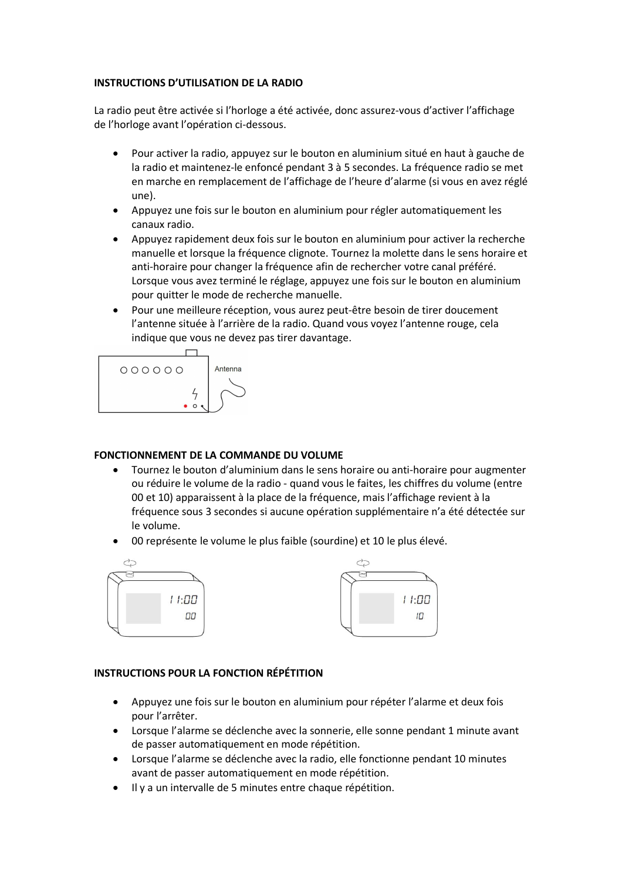**INSTRUCTIONS D'UTILISATION DE LA RADIO**

La radio peut être activée si l'horloge a été activée, donc assurez-vous d'activer l'affichage de l'horloge avant l'opération ci-dessous.

- Pour activer la radio, appuyez sur le bouton en aluminium situé en haut à gauche de la radio et maintenez-le enfoncé pendant 3 à 5 secondes. La fréquence radio se met en marche en remplacement de l'affichage de l'heure d'alarme (si vous en avez réglé une).
- Appuyez une fois sur le bouton en aluminium pour régler automatiquement les canaux radio.
- Appuyez rapidement deux fois sur le bouton en aluminium pour activer la recherche manuelle et lorsque la fréquence clignote. Tournez la molette dans le sens horaire et anti-horaire pour changer la fréquence afin de rechercher votre canal préféré. Lorsque vous avez terminé le réglage, appuyez une fois sur le bouton en aluminium pour quitter le mode de recherche manuelle.
- Pour une meilleure réception, vous aurez peut-être besoin de tirer doucement l'antenne située à l'arrière de la radio. Quand vous voyez l'antenne rouge, cela indique que vous ne devez pas tirer davantage.

Antenna

**FONCTIONNEMENT DE LA COMMANDE DU VOLUME**

- Tournez le bouton d'aluminium dans le sens horaire ou anti-horaire pour augmenter ou réduire le volume de la radio - quand vous les faites, les chiffres du volume (entre 00 et 10) apparaissent à la place de la fréquence, mais l'affichage revient à la fréquence sous 3 secondes si aucune opération supplémentaire n'a été détectée sur le volume.
- 00 représente le volume le plus faible (sourdine) et 10 le plus élevé.

11:00 00

11:00 10

**INSTRUCTIONS POUR LA FONCTION RÉPÉTITION**

- Appuyez une fois sur le bouton en aluminium pour répéter l'alarme et deux fois pour l'arrêter.
- Lorsque l'alarme se déclenche avec la sonnerie, elle sonne pendant 1 minute avant de passer automatiquement en mode répétition.
- Lorsque l'alarme se déclenche avec la radio, elle fonctionne pendant 10 minutes avant de passer automatiquement en mode répétition.
- Il y a un intervalle de 5 minutes entre chaque répétition.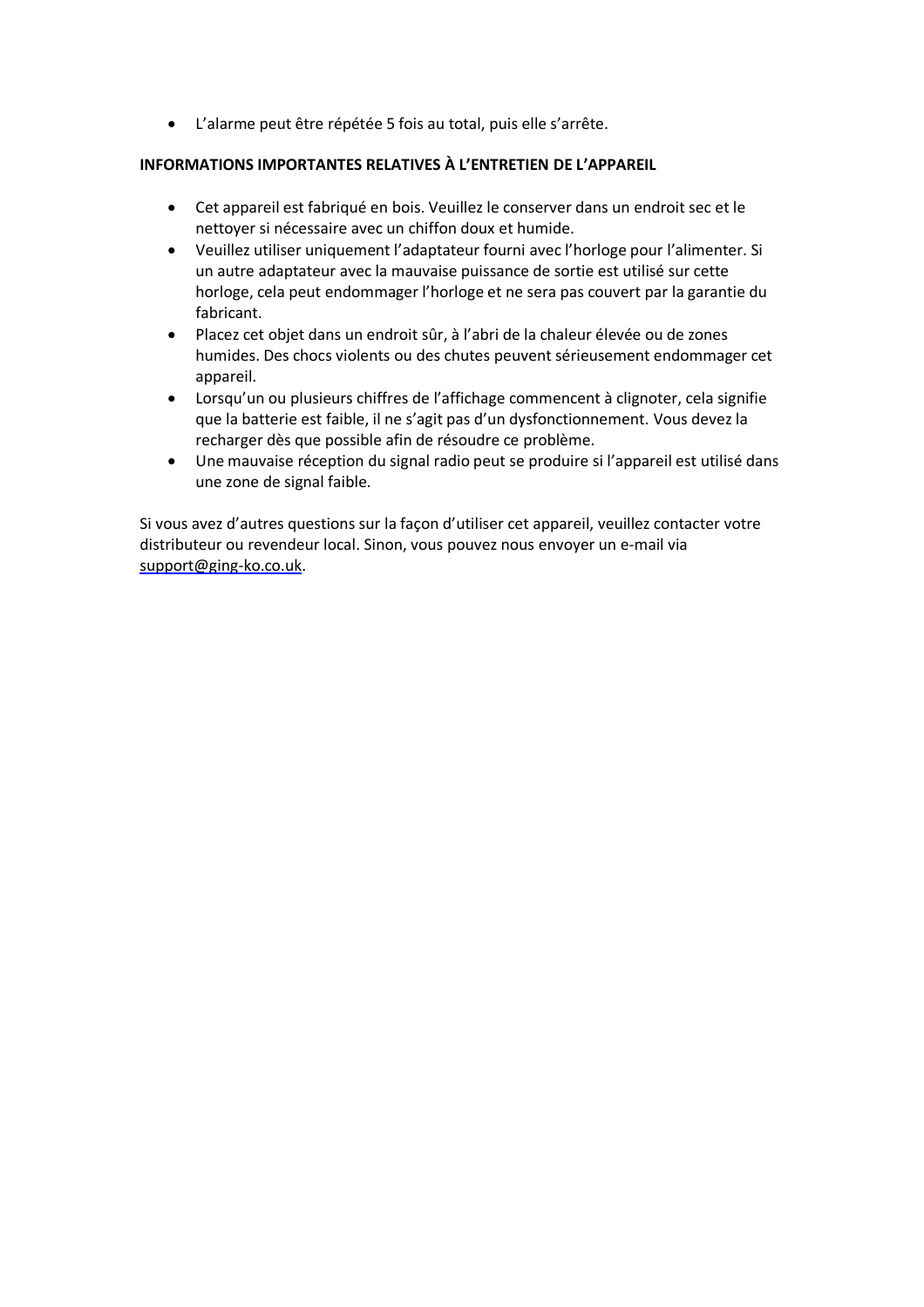- L'alarme peut être répétée 5 fois au total, puis elle s'arrête.

**INFORMATIONS IMPORTANTES RELATIVES À L'ENTRETIEN DE L'APPAREIL**

- Cet appareil est fabriqué en bois. Veuillez le conserver dans un endroit sec et le nettoyer si nécessaire avec un chiffon doux et humide.
- Veuillez utiliser uniquement l'adaptateur fourni avec l'horloge pour l'alimenter. Si un autre adaptateur avec la mauvaise puissance de sortie est utilisé sur cette horloge, cela peut endommager l'horloge et ne sera pas couvert par la garantie du fabricant.
- Placez cet objet dans un endroit sûr, à l'abri de la chaleur élevée ou de zones humides. Des chocs violents ou des chutes peuvent sérieusement endommager cet appareil.
- Lorsqu'un ou plusieurs chiffres de l'affichage commencent à clignoter, cela signifie que la batterie est faible, il ne s'agit pas d'un dysfonctionnement. Vous devez la recharger dès que possible afin de résoudre ce problème.
- Une mauvaise réception du signal radio peut se produire si l'appareil est utilisé dans une zone de signal faible.

Si vous avez d'autres questions sur la façon d'utiliser cet appareil, veuillez contacter votre distributeur ou revendeur local. Sinon, vous pouvez nous envoyer un e-mail via support@ging-ko.co.uk.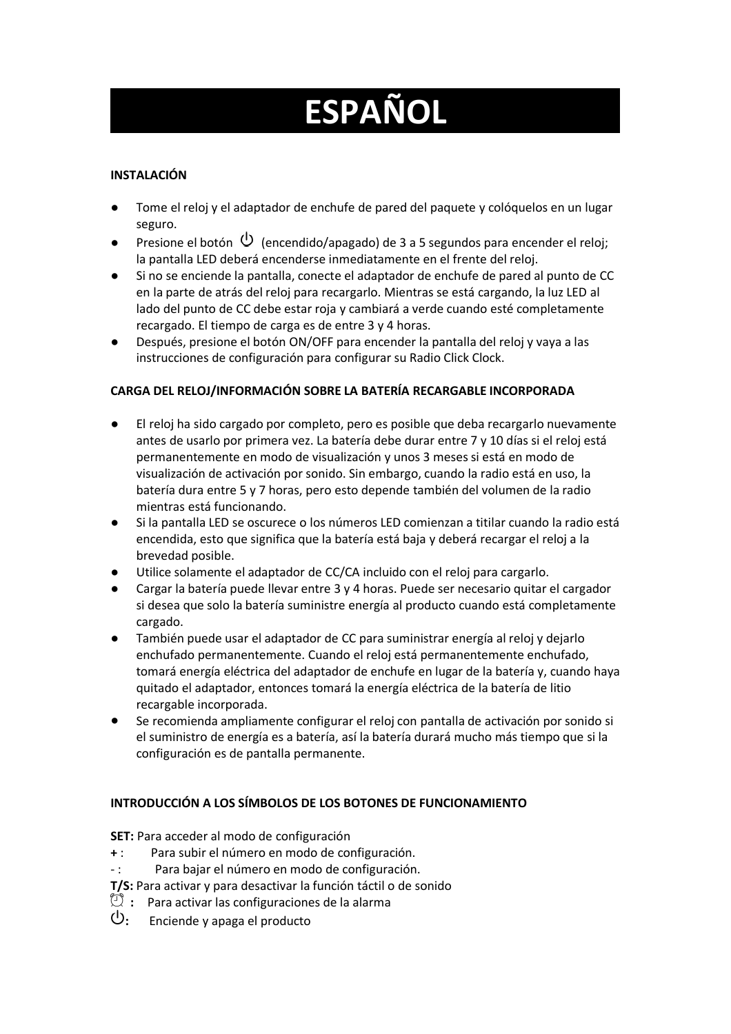# ESPAÑOL

**INSTALACIÓN**

- Tome el reloj y el adaptador de enchufe de pared del paquete y colóquelos en un lugar seguro.
- Presione el botón ⏻ (encendido/apagado) de 3 a 5 segundos para encender el reloj; la pantalla LED deberá encenderse inmediatamente en el frente del reloj.
- Si no se enciende la pantalla, conecte el adaptador de enchufe de pared al punto de CC en la parte de atrás del reloj para recargarlo. Mientras se está cargando, la luz LED al lado del punto de CC debe estar roja y cambiará a verde cuando esté completamente recargado. El tiempo de carga es de entre 3 y 4 horas.
- Después, presione el botón ON/OFF para encender la pantalla del reloj y vaya a las instrucciones de configuración para configurar su Radio Click Clock.

**CARGA DEL RELOJ/INFORMACIÓN SOBRE LA BATERÍA RECARGABLE INCORPORADA**

- El reloj ha sido cargado por completo, pero es posible que deba recargarlo nuevamente antes de usarlo por primera vez. La batería debe durar entre 7 y 10 días si el reloj está permanentemente en modo de visualización y unos 3 meses si está en modo de visualización de activación por sonido. Sin embargo, cuando la radio está en uso, la batería dura entre 5 y 7 horas, pero esto depende también del volumen de la radio mientras está funcionando.
- Si la pantalla LED se oscurece o los números LED comienzan a titilar cuando la radio está encendida, esto que significa que la batería está baja y deberá recargar el reloj a la brevedad posible.
- Utilice solamente el adaptador de CC/CA incluido con el reloj para cargarlo.
- Cargar la batería puede llevar entre 3 y 4 horas. Puede ser necesario quitar el cargador si desea que solo la batería suministre energía al producto cuando está completamente cargado.
- También puede usar el adaptador de CC para suministrar energía al reloj y dejarlo enchufado permanentemente. Cuando el reloj está permanentemente enchufado, tomará energía eléctrica del adaptador de enchufe en lugar de la batería y, cuando haya quitado el adaptador, entonces tomará la energía eléctrica de la batería de litio recargable incorporada.
- Se recomienda ampliamente configurar el reloj con pantalla de activación por sonido si el suministro de energía es a batería, así la batería durará mucho más tiempo que si la configuración es de pantalla permanente.

**INTRODUCCIÓN A LOS SÍMBOLOS DE LOS BOTONES DE FUNCIONAMIENTO**

**SET:** Para acceder al modo de configuración
**+** : Para subir el número en modo de configuración.
- : Para bajar el número en modo de configuración.
**T/S:** Para activar y para desactivar la función táctil o de sonido
⏰ **:** Para activar las configuraciones de la alarma
⏻**:** Enciende y apaga el producto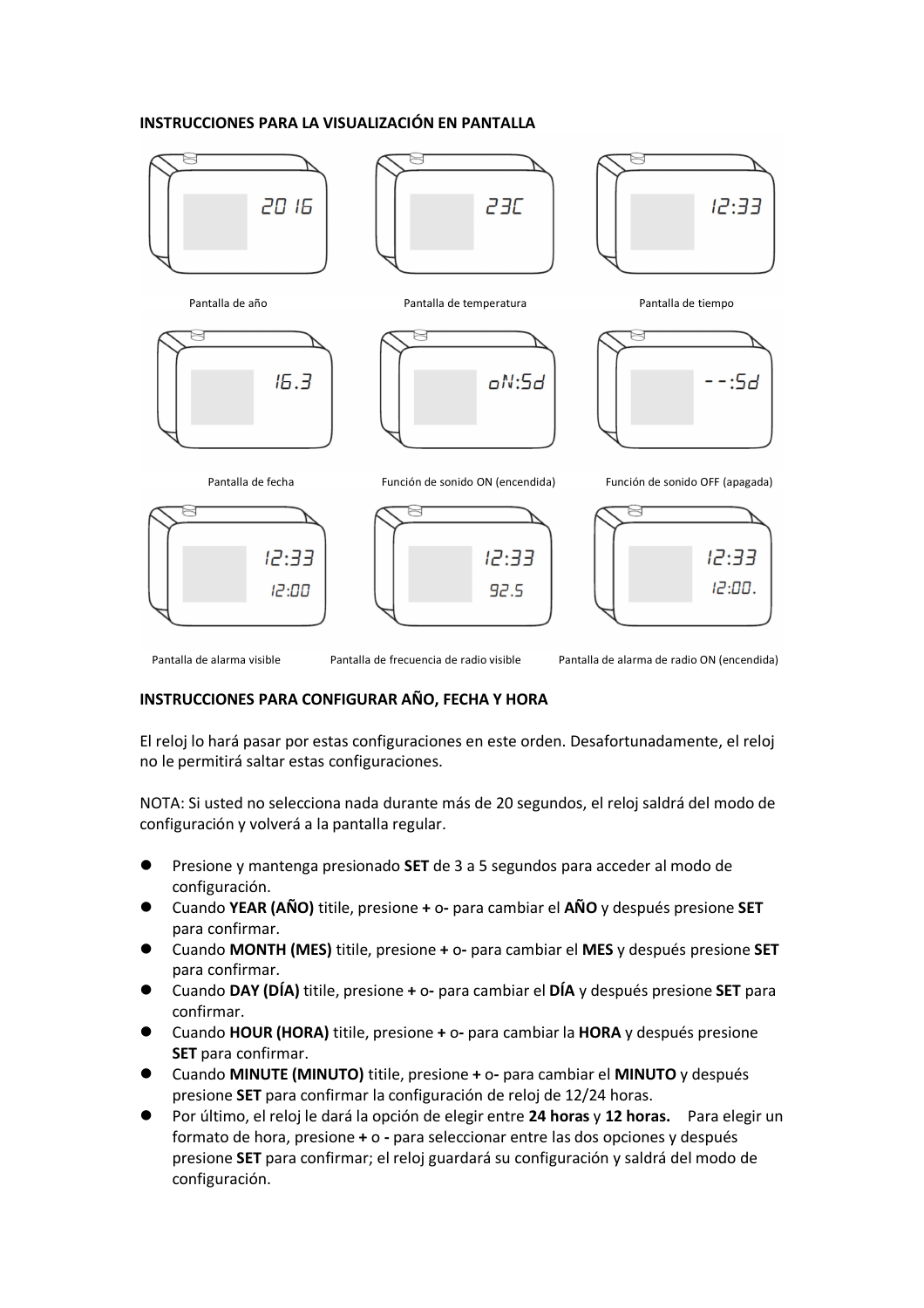**INSTRUCCIONES PARA LA VISUALIZACIÓN EN PANTALLA**

Pantalla de año

Pantalla de temperatura

Pantalla de tiempo

Pantalla de fecha

Función de sonido ON (encendida)

Función de sonido OFF (apagada)

Pantalla de alarma visible

Pantalla de frecuencia de radio visible

Pantalla de alarma de radio ON (encendida)

**INSTRUCCIONES PARA CONFIGURAR AÑO, FECHA Y HORA**

El reloj lo hará pasar por estas configuraciones en este orden. Desafortunadamente, el reloj no le permitirá saltar estas configuraciones.

NOTA: Si usted no selecciona nada durante más de 20 segundos, el reloj saldrá del modo de configuración y volverá a la pantalla regular.

- Presione y mantenga presionado **SET** de 3 a 5 segundos para acceder al modo de configuración.
- Cuando **YEAR (AÑO)** titile, presione **+** o**-** para cambiar el **AÑO** y después presione **SET** para confirmar.
- Cuando **MONTH (MES)** titile, presione **+** o**-** para cambiar el **MES** y después presione **SET** para confirmar.
- Cuando **DAY (DÍA)** titile, presione **+** o**-** para cambiar el **DÍA** y después presione **SET** para confirmar.
- Cuando **HOUR (HORA)** titile, presione **+** o**-** para cambiar la **HORA** y después presione **SET** para confirmar.
- Cuando **MINUTE (MINUTO)** titile, presione **+** o**-** para cambiar el **MINUTO** y después presione **SET** para confirmar la configuración de reloj de 12/24 horas.
- Por último, el reloj le dará la opción de elegir entre **24 horas** y **12 horas.** Para elegir un formato de hora, presione **+** o **-** para seleccionar entre las dos opciones y después presione **SET** para confirmar; el reloj guardará su configuración y saldrá del modo de configuración.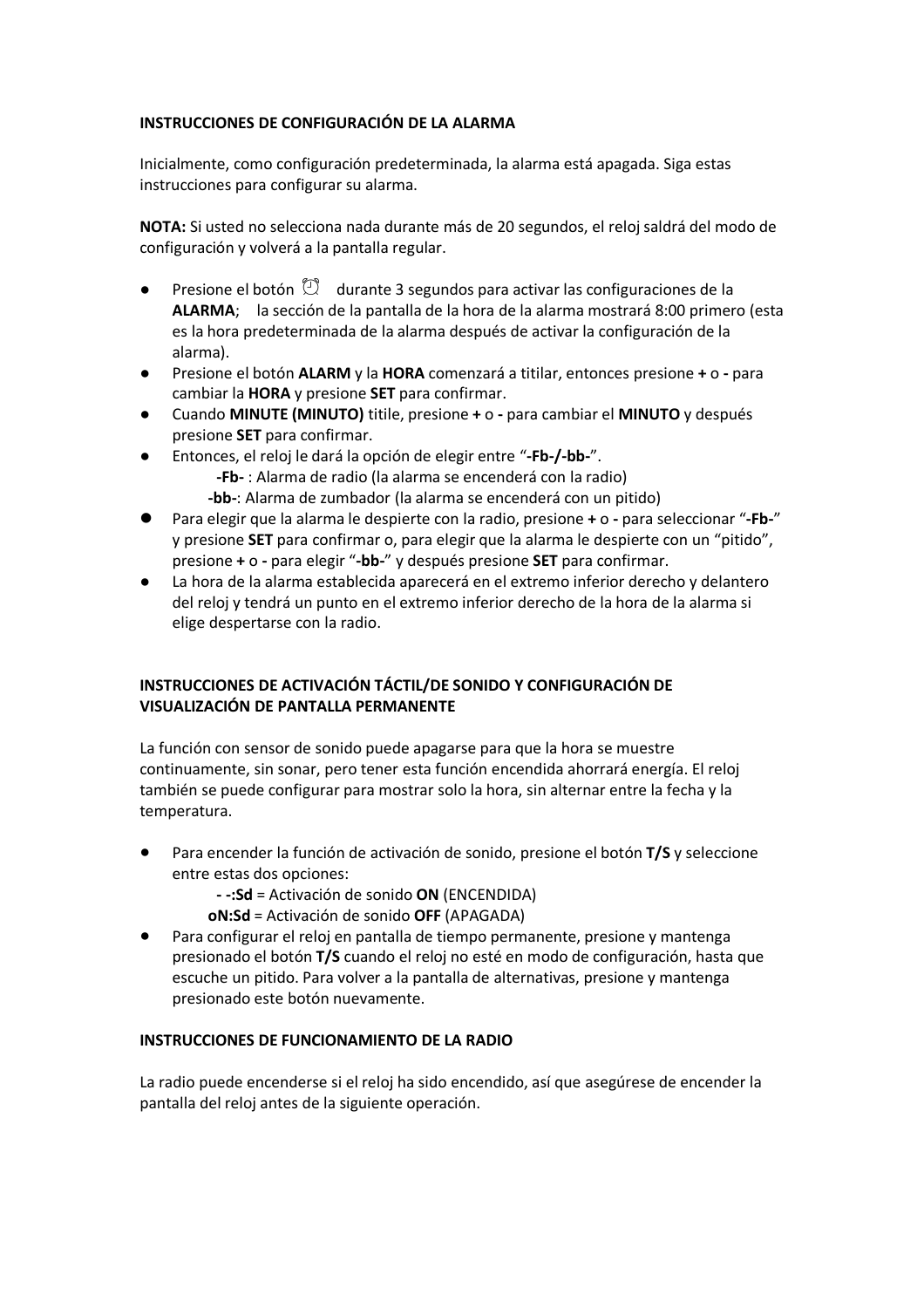**INSTRUCCIONES DE CONFIGURACIÓN DE LA ALARMA**

Inicialmente, como configuración predeterminada, la alarma está apagada. Siga estas instrucciones para configurar su alarma.

**NOTA:** Si usted no selecciona nada durante más de 20 segundos, el reloj saldrá del modo de configuración y volverá a la pantalla regular.

- Presione el botón ⏰ durante 3 segundos para activar las configuraciones de la **ALARMA**; la sección de la pantalla de la hora de la alarma mostrará 8:00 primero (esta es la hora predeterminada de la alarma después de activar la configuración de la alarma).
- Presione el botón **ALARM** y la **HORA** comenzará a titilar, entonces presione **+** o **-** para cambiar la **HORA** y presione **SET** para confirmar.
- Cuando **MINUTE (MINUTO)** titile, presione **+** o **-** para cambiar el **MINUTO** y después presione **SET** para confirmar.
- Entonces, el reloj le dará la opción de elegir entre "**-Fb-/-bb-**".
  - **-Fb-** : Alarma de radio (la alarma se encenderá con la radio)
  - **-bb-**: Alarma de zumbador (la alarma se encenderá con un pitido)
- Para elegir que la alarma le despierte con la radio, presione **+** o **-** para seleccionar "**-Fb-**" y presione **SET** para confirmar o, para elegir que la alarma le despierte con un "pitido", presione **+** o **-** para elegir "**-bb-**" y después presione **SET** para confirmar.
- La hora de la alarma establecida aparecerá en el extremo inferior derecho y delantero del reloj y tendrá un punto en el extremo inferior derecho de la hora de la alarma si elige despertarse con la radio.

**INSTRUCCIONES DE ACTIVACIÓN TÁCTIL/DE SONIDO Y CONFIGURACIÓN DE VISUALIZACIÓN DE PANTALLA PERMANENTE**

La función con sensor de sonido puede apagarse para que la hora se muestre continuamente, sin sonar, pero tener esta función encendida ahorrará energía. El reloj también se puede configurar para mostrar solo la hora, sin alternar entre la fecha y la temperatura.

- Para encender la función de activación de sonido, presione el botón **T/S** y seleccione entre estas dos opciones:
  - **- -:Sd** = Activación de sonido **ON** (ENCENDIDA)
  - **oN:Sd** = Activación de sonido **OFF** (APAGADA)
- Para configurar el reloj en pantalla de tiempo permanente, presione y mantenga presionado el botón **T/S** cuando el reloj no esté en modo de configuración, hasta que escuche un pitido. Para volver a la pantalla de alternativas, presione y mantenga presionado este botón nuevamente.

**INSTRUCCIONES DE FUNCIONAMIENTO DE LA RADIO**

La radio puede encenderse si el reloj ha sido encendido, así que asegúrese de encender la pantalla del reloj antes de la siguiente operación.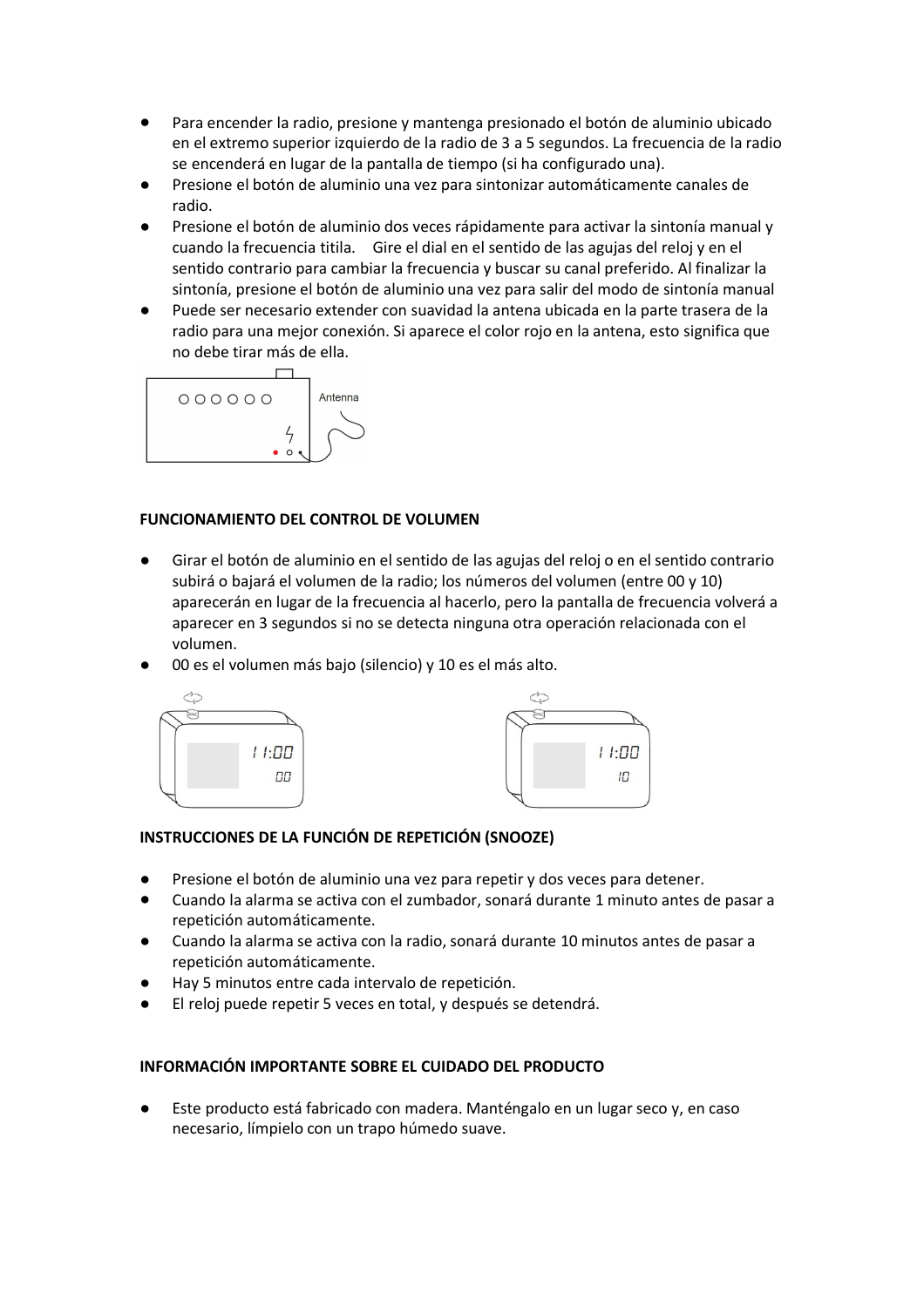- Para encender la radio, presione y mantenga presionado el botón de aluminio ubicado en el extremo superior izquierdo de la radio de 3 a 5 segundos. La frecuencia de la radio se encenderá en lugar de la pantalla de tiempo (si ha configurado una).
- Presione el botón de aluminio una vez para sintonizar automáticamente canales de radio.
- Presione el botón de aluminio dos veces rápidamente para activar la sintonía manual y cuando la frecuencia titila. Gire el dial en el sentido de las agujas del reloj y en el sentido contrario para cambiar la frecuencia y buscar su canal preferido. Al finalizar la sintonía, presione el botón de aluminio una vez para salir del modo de sintonía manual
- Puede ser necesario extender con suavidad la antena ubicada en la parte trasera de la radio para una mejor conexión. Si aparece el color rojo en la antena, esto significa que no debe tirar más de ella.

**FUNCIONAMIENTO DEL CONTROL DE VOLUMEN**

- Girar el botón de aluminio en el sentido de las agujas del reloj o en el sentido contrario subirá o bajará el volumen de la radio; los números del volumen (entre 00 y 10) aparecerán en lugar de la frecuencia al hacerlo, pero la pantalla de frecuencia volverá a aparecer en 3 segundos si no se detecta ninguna otra operación relacionada con el volumen.
- 00 es el volumen más bajo (silencio) y 10 es el más alto.

**INSTRUCCIONES DE LA FUNCIÓN DE REPETICIÓN (SNOOZE)**

- Presione el botón de aluminio una vez para repetir y dos veces para detener.
- Cuando la alarma se activa con el zumbador, sonará durante 1 minuto antes de pasar a repetición automáticamente.
- Cuando la alarma se activa con la radio, sonará durante 10 minutos antes de pasar a repetición automáticamente.
- Hay 5 minutos entre cada intervalo de repetición.
- El reloj puede repetir 5 veces en total, y después se detendrá.

**INFORMACIÓN IMPORTANTE SOBRE EL CUIDADO DEL PRODUCTO**

- Este producto está fabricado con madera. Manténgalo en un lugar seco y, en caso necesario, límpielo con un trapo húmedo suave.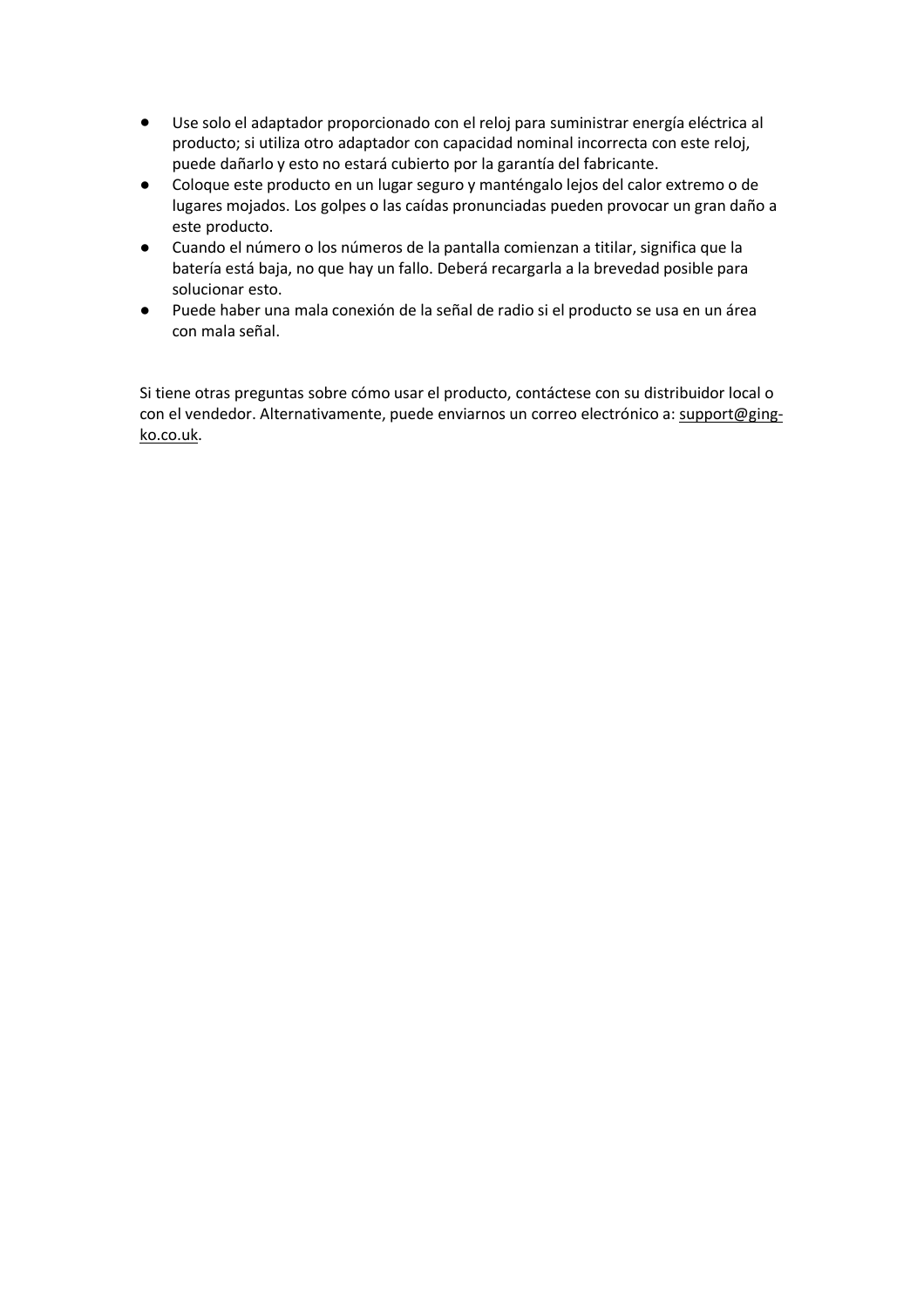- Use solo el adaptador proporcionado con el reloj para suministrar energía eléctrica al producto; si utiliza otro adaptador con capacidad nominal incorrecta con este reloj, puede dañarlo y esto no estará cubierto por la garantía del fabricante.
- Coloque este producto en un lugar seguro y manténgalo lejos del calor extremo o de lugares mojados. Los golpes o las caídas pronunciadas pueden provocar un gran daño a este producto.
- Cuando el número o los números de la pantalla comienzan a titilar, significa que la batería está baja, no que hay un fallo. Deberá recargarla a la brevedad posible para solucionar esto.
- Puede haber una mala conexión de la señal de radio si el producto se usa en un área con mala señal.

Si tiene otras preguntas sobre cómo usar el producto, contáctese con su distribuidor local o con el vendedor. Alternativamente, puede enviarnos un correo electrónico a: support@ging-ko.co.uk.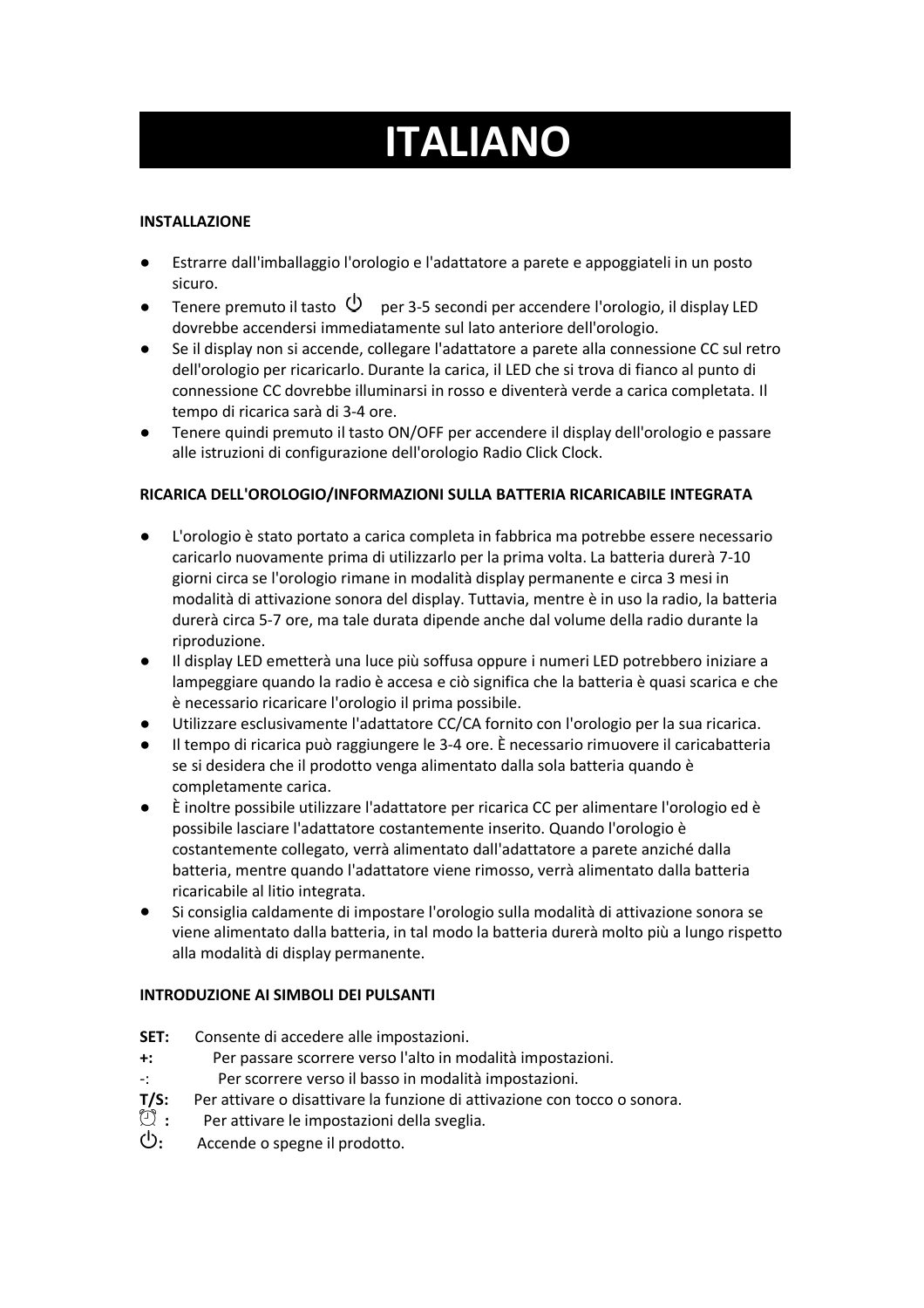# ITALIANO

**INSTALLAZIONE**

- Estrarre dall'imballaggio l'orologio e l'adattatore a parete e appoggiateli in un posto sicuro.
- Tenere premuto il tasto ⏻ per 3-5 secondi per accendere l'orologio, il display LED dovrebbe accendersi immediatamente sul lato anteriore dell'orologio.
- Se il display non si accende, collegare l'adattatore a parete alla connessione CC sul retro dell'orologio per ricaricarlo. Durante la carica, il LED che si trova di fianco al punto di connessione CC dovrebbe illuminarsi in rosso e diventerà verde a carica completata. Il tempo di ricarica sarà di 3-4 ore.
- Tenere quindi premuto il tasto ON/OFF per accendere il display dell'orologio e passare alle istruzioni di configurazione dell'orologio Radio Click Clock.

**RICARICA DELL'OROLOGIO/INFORMAZIONI SULLA BATTERIA RICARICABILE INTEGRATA**

- L'orologio è stato portato a carica completa in fabbrica ma potrebbe essere necessario caricarlo nuovamente prima di utilizzarlo per la prima volta. La batteria durerà 7-10 giorni circa se l'orologio rimane in modalità display permanente e circa 3 mesi in modalità di attivazione sonora del display. Tuttavia, mentre è in uso la radio, la batteria durerà circa 5-7 ore, ma tale durata dipende anche dal volume della radio durante la riproduzione.
- Il display LED emetterà una luce più soffusa oppure i numeri LED potrebbero iniziare a lampeggiare quando la radio è accesa e ciò significa che la batteria è quasi scarica e che è necessario ricaricare l'orologio il prima possibile.
- Utilizzare esclusivamente l'adattatore CC/CA fornito con l'orologio per la sua ricarica.
- Il tempo di ricarica può raggiungere le 3-4 ore. È necessario rimuovere il caricabatteria se si desidera che il prodotto venga alimentato dalla sola batteria quando è completamente carica.
- È inoltre possibile utilizzare l'adattatore per ricarica CC per alimentare l'orologio ed è possibile lasciare l'adattatore costantemente inserito. Quando l'orologio è costantemente collegato, verrà alimentato dall'adattatore a parete anziché dalla batteria, mentre quando l'adattatore viene rimosso, verrà alimentato dalla batteria ricaricabile al litio integrata.
- Si consiglia caldamente di impostare l'orologio sulla modalità di attivazione sonora se viene alimentato dalla batteria, in tal modo la batteria durerà molto più a lungo rispetto alla modalità di display permanente.

**INTRODUZIONE AI SIMBOLI DEI PULSANTI**

**SET:** Consente di accedere alle impostazioni.
**+:** Per passare scorrere verso l'alto in modalità impostazioni.
-: Per scorrere verso il basso in modalità impostazioni.
**T/S:** Per attivare o disattivare la funzione di attivazione con tocco o sonora.
⏰ **:** Per attivare le impostazioni della sveglia.
⏻**:** Accende o spegne il prodotto.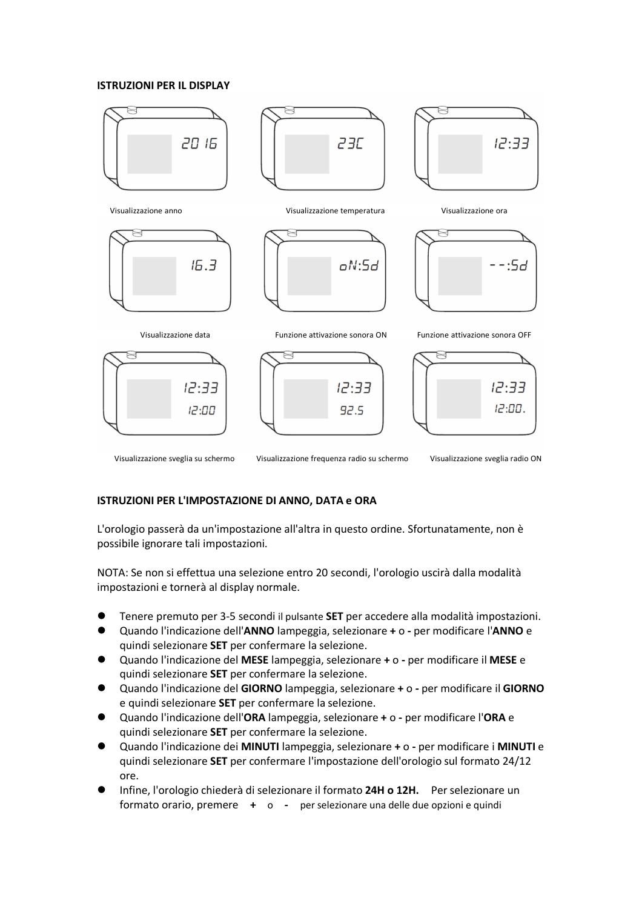**ISTRUZIONI PER IL DISPLAY**

2016

Visualizzazione anno

23C

Visualizzazione temperatura

12:33

Visualizzazione ora

16.3

Visualizzazione data

oN:5d

Funzione attivazione sonora ON

--:5d

Funzione attivazione sonora OFF

12:33
12:00

Visualizzazione sveglia su schermo

12:33
92.5

Visualizzazione frequenza radio su schermo

12:33
12:00.

Visualizzazione sveglia radio ON

**ISTRUZIONI PER L'IMPOSTAZIONE DI ANNO, DATA e ORA**

L'orologio passerà da un'impostazione all'altra in questo ordine. Sfortunatamente, non è possibile ignorare tali impostazioni.

NOTA: Se non si effettua una selezione entro 20 secondi, l'orologio uscirà dalla modalità impostazioni e tornerà al display normale.

- Tenere premuto per 3-5 secondi il pulsante **SET** per accedere alla modalità impostazioni.
- Quando l'indicazione dell'**ANNO** lampeggia, selezionare **+** o **-** per modificare l'**ANNO** e quindi selezionare **SET** per confermare la selezione.
- Quando l'indicazione del **MESE** lampeggia, selezionare **+** o **-** per modificare il **MESE** e quindi selezionare **SET** per confermare la selezione.
- Quando l'indicazione del **GIORNO** lampeggia, selezionare **+** o **-** per modificare il **GIORNO** e quindi selezionare **SET** per confermare la selezione.
- Quando l'indicazione dell'**ORA** lampeggia, selezionare **+** o **-** per modificare l'**ORA** e quindi selezionare **SET** per confermare la selezione.
- Quando l'indicazione dei **MINUTI** lampeggia, selezionare **+** o **-** per modificare i **MINUTI** e quindi selezionare **SET** per confermare l'impostazione dell'orologio sul formato 24/12 ore.
- Infine, l'orologio chiederà di selezionare il formato **24H o 12H.** Per selezionare un formato orario, premere **+** o **-** per selezionare una delle due opzioni e quindi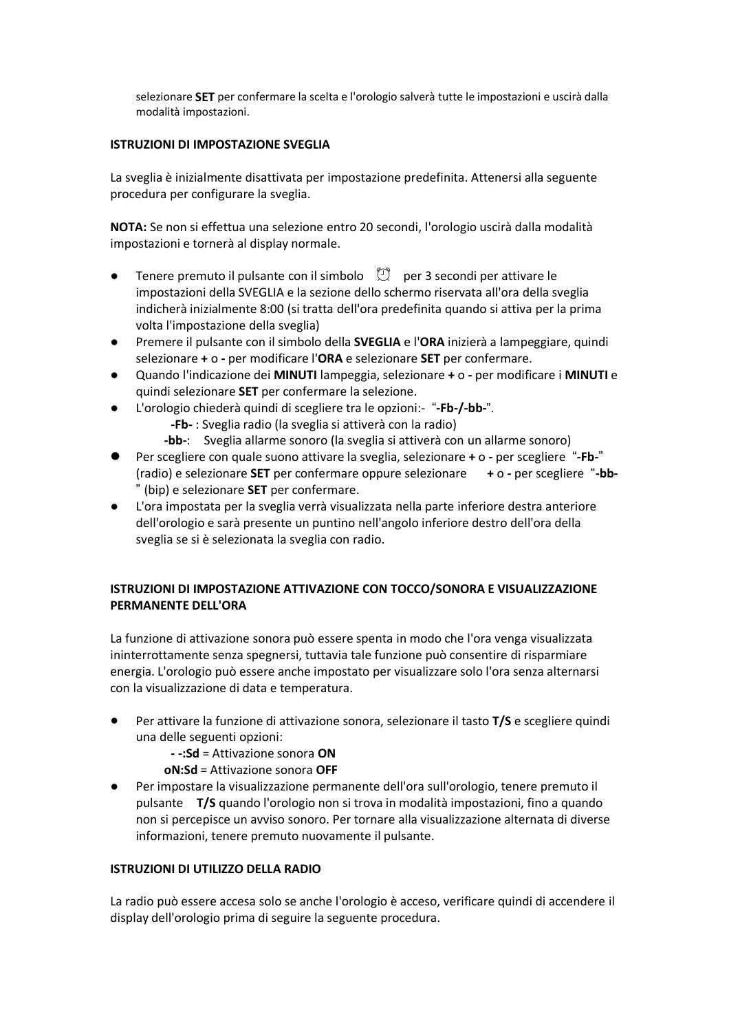selezionare **SET** per confermare la scelta e l'orologio salverà tutte le impostazioni e uscirà dalla modalità impostazioni.

**ISTRUZIONI DI IMPOSTAZIONE SVEGLIA**

La sveglia è inizialmente disattivata per impostazione predefinita. Attenersi alla seguente procedura per configurare la sveglia.

**NOTA:** Se non si effettua una selezione entro 20 secondi, l'orologio uscirà dalla modalità impostazioni e tornerà al display normale.

- Tenere premuto il pulsante con il simbolo ⏰ per 3 secondi per attivare le impostazioni della SVEGLIA e la sezione dello schermo riservata all'ora della sveglia indicherà inizialmente 8:00 (si tratta dell'ora predefinita quando si attiva per la prima volta l'impostazione della sveglia)
- Premere il pulsante con il simbolo della **SVEGLIA** e l'**ORA** inizierà a lampeggiare, quindi selezionare **+** o **-** per modificare l'**ORA** e selezionare **SET** per confermare.
- Quando l'indicazione dei **MINUTI** lampeggia, selezionare **+** o **-** per modificare i **MINUTI** e quindi selezionare **SET** per confermare la selezione.
- L'orologio chiederà quindi di scegliere tra le opzioni:- "**-Fb-/-bb-**".
  - **-Fb-** : Sveglia radio (la sveglia si attiverà con la radio)
  - **-bb-**: Sveglia allarme sonoro (la sveglia si attiverà con un allarme sonoro)
- Per scegliere con quale suono attivare la sveglia, selezionare **+** o **-** per scegliere "**-Fb-**" (radio) e selezionare **SET** per confermare oppure selezionare **+** o **-** per scegliere "**-bb-**" (bip) e selezionare **SET** per confermare.
- L'ora impostata per la sveglia verrà visualizzata nella parte inferiore destra anteriore dell'orologio e sarà presente un puntino nell'angolo inferiore destro dell'ora della sveglia se si è selezionata la sveglia con radio.

**ISTRUZIONI DI IMPOSTAZIONE ATTIVAZIONE CON TOCCO/SONORA E VISUALIZZAZIONE PERMANENTE DELL'ORA**

La funzione di attivazione sonora può essere spenta in modo che l'ora venga visualizzata ininterrottamente senza spegnersi, tuttavia tale funzione può consentire di risparmiare energia. L'orologio può essere anche impostato per visualizzare solo l'ora senza alternarsi con la visualizzazione di data e temperatura.

- Per attivare la funzione di attivazione sonora, selezionare il tasto **T/S** e scegliere quindi una delle seguenti opzioni:
  - **- -:Sd** = Attivazione sonora **ON**
  - **oN:Sd** = Attivazione sonora **OFF**
- Per impostare la visualizzazione permanente dell'ora sull'orologio, tenere premuto il pulsante **T/S** quando l'orologio non si trova in modalità impostazioni, fino a quando non si percepisce un avviso sonoro. Per tornare alla visualizzazione alternata di diverse informazioni, tenere premuto nuovamente il pulsante.

**ISTRUZIONI DI UTILIZZO DELLA RADIO**

La radio può essere accesa solo se anche l'orologio è acceso, verificare quindi di accendere il display dell'orologio prima di seguire la seguente procedura.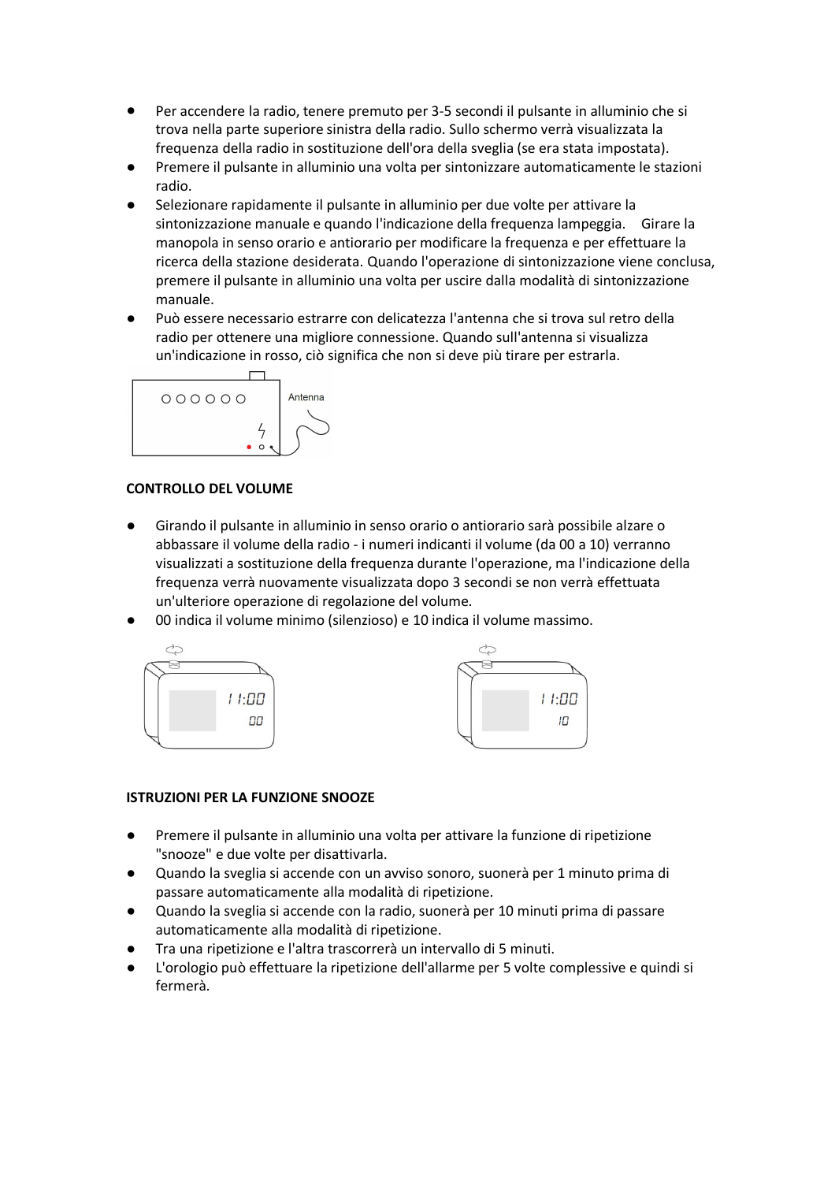- Per accendere la radio, tenere premuto per 3-5 secondi il pulsante in alluminio che si trova nella parte superiore sinistra della radio. Sullo schermo verrà visualizzata la frequenza della radio in sostituzione dell'ora della sveglia (se era stata impostata).
- Premere il pulsante in alluminio una volta per sintonizzare automaticamente le stazioni radio.
- Selezionare rapidamente il pulsante in alluminio per due volte per attivare la sintonizzazione manuale e quando l'indicazione della frequenza lampeggia. Girare la manopola in senso orario e antiorario per modificare la frequenza e per effettuare la ricerca della stazione desiderata. Quando l'operazione di sintonizzazione viene conclusa, premere il pulsante in alluminio una volta per uscire dalla modalità di sintonizzazione manuale.
- Può essere necessario estrarre con delicatezza l'antenna che si trova sul retro della radio per ottenere una migliore connessione. Quando sull'antenna si visualizza un'indicazione in rosso, ciò significa che non si deve più tirare per estrarla.

Antenna

**CONTROLLO DEL VOLUME**

- Girando il pulsante in alluminio in senso orario o antiorario sarà possibile alzare o abbassare il volume della radio - i numeri indicanti il volume (da 00 a 10) verranno visualizzati a sostituzione della frequenza durante l'operazione, ma l'indicazione della frequenza verrà nuovamente visualizzata dopo 3 secondi se non verrà effettuata un'ulteriore operazione di regolazione del volume.
- 00 indica il volume minimo (silenzioso) e 10 indica il volume massimo.

11:00
00

11:00
10

**ISTRUZIONI PER LA FUNZIONE SNOOZE**

- Premere il pulsante in alluminio una volta per attivare la funzione di ripetizione "snooze" e due volte per disattivarla.
- Quando la sveglia si accende con un avviso sonoro, suonerà per 1 minuto prima di passare automaticamente alla modalità di ripetizione.
- Quando la sveglia si accende con la radio, suonerà per 10 minuti prima di passare automaticamente alla modalità di ripetizione.
- Tra una ripetizione e l'altra trascorrerà un intervallo di 5 minuti.
- L'orologio può effettuare la ripetizione dell'allarme per 5 volte complessive e quindi si fermerà.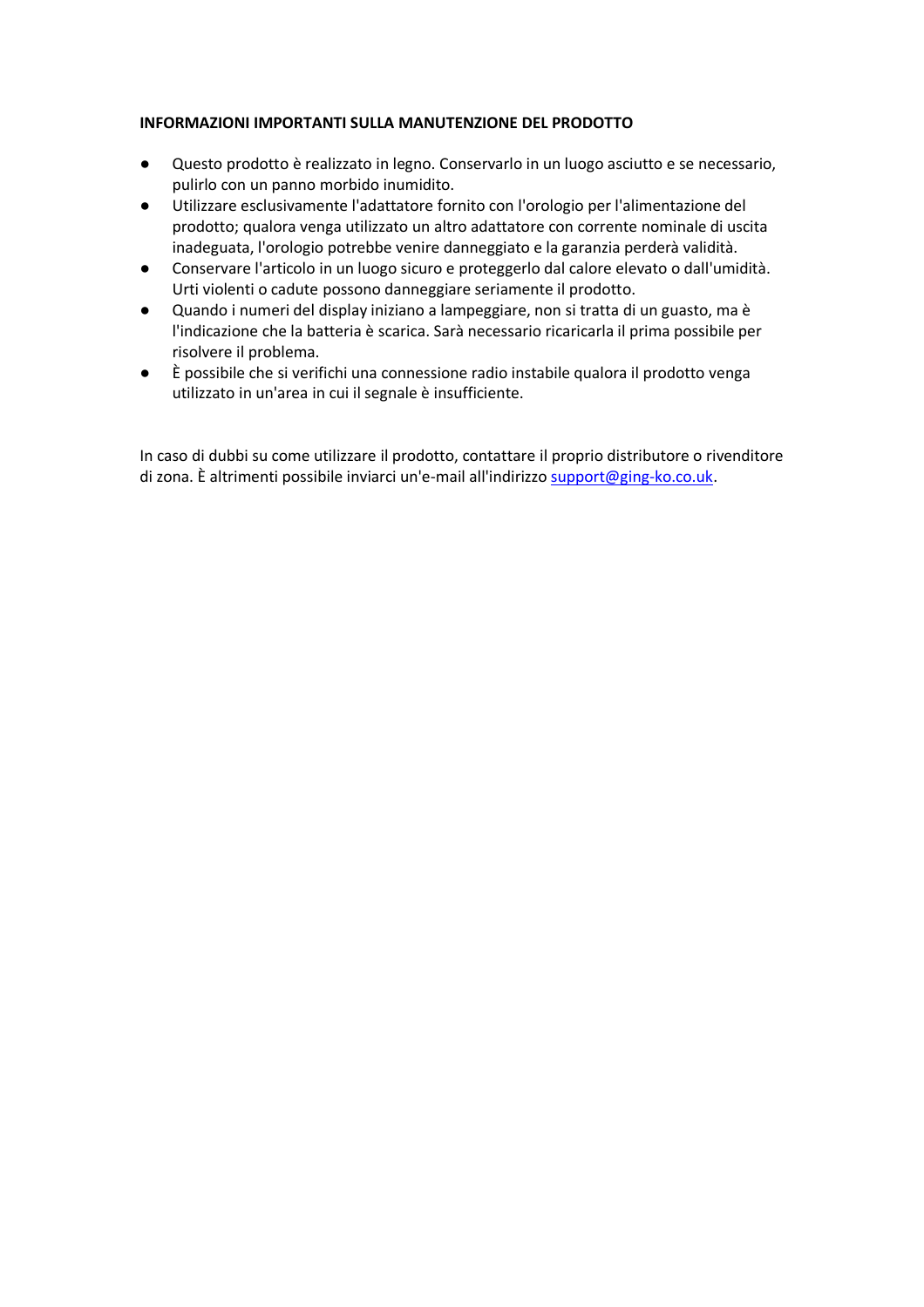**INFORMAZIONI IMPORTANTI SULLA MANUTENZIONE DEL PRODOTTO**

- Questo prodotto è realizzato in legno. Conservarlo in un luogo asciutto e se necessario, pulirlo con un panno morbido inumidito.
- Utilizzare esclusivamente l'adattatore fornito con l'orologio per l'alimentazione del prodotto; qualora venga utilizzato un altro adattatore con corrente nominale di uscita inadeguata, l'orologio potrebbe venire danneggiato e la garanzia perderà validità.
- Conservare l'articolo in un luogo sicuro e proteggerlo dal calore elevato o dall'umidità. Urti violenti o cadute possono danneggiare seriamente il prodotto.
- Quando i numeri del display iniziano a lampeggiare, non si tratta di un guasto, ma è l'indicazione che la batteria è scarica. Sarà necessario ricaricarla il prima possibile per risolvere il problema.
- È possibile che si verifichi una connessione radio instabile qualora il prodotto venga utilizzato in un'area in cui il segnale è insufficiente.

In caso di dubbi su come utilizzare il prodotto, contattare il proprio distributore o rivenditore di zona. È altrimenti possibile inviarci un'e-mail all'indirizzo support@ging-ko.co.uk.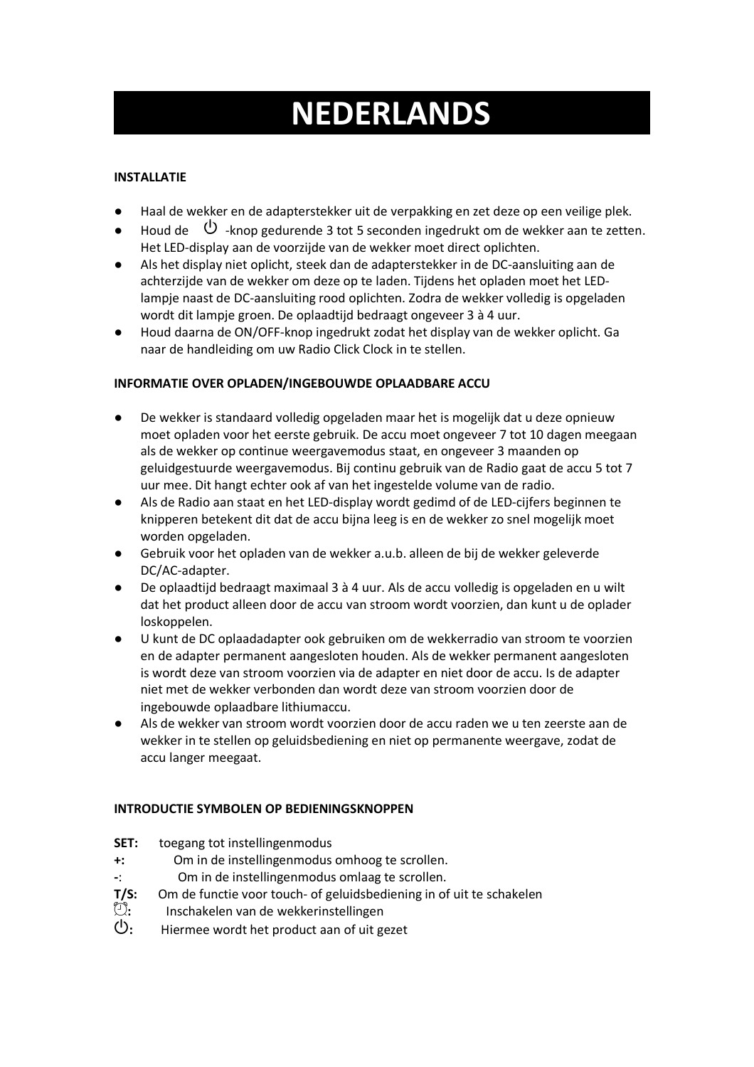# NEDERLANDS

**INSTALLATIE**

- Haal de wekker en de adapterstekker uit de verpakking en zet deze op een veilige plek.
- Houd de ⏻ -knop gedurende 3 tot 5 seconden ingedrukt om de wekker aan te zetten. Het LED-display aan de voorzijde van de wekker moet direct oplichten.
- Als het display niet oplicht, steek dan de adapterstekker in de DC-aansluiting aan de achterzijde van de wekker om deze op te laden. Tijdens het opladen moet het LED-lampje naast de DC-aansluiting rood oplichten. Zodra de wekker volledig is opgeladen wordt dit lampje groen. De oplaadtijd bedraagt ongeveer 3 à 4 uur.
- Houd daarna de ON/OFF-knop ingedrukt zodat het display van de wekker oplicht. Ga naar de handleiding om uw Radio Click Clock in te stellen.

**INFORMATIE OVER OPLADEN/INGEBOUWDE OPLAADBARE ACCU**

- De wekker is standaard volledig opgeladen maar het is mogelijk dat u deze opnieuw moet opladen voor het eerste gebruik. De accu moet ongeveer 7 tot 10 dagen meegaan als de wekker op continue weergavemodus staat, en ongeveer 3 maanden op geluidgestuurde weergavemodus. Bij continu gebruik van de Radio gaat de accu 5 tot 7 uur mee. Dit hangt echter ook af van het ingestelde volume van de radio.
- Als de Radio aan staat en het LED-display wordt gedimd of de LED-cijfers beginnen te knipperen betekent dit dat de accu bijna leeg is en de wekker zo snel mogelijk moet worden opgeladen.
- Gebruik voor het opladen van de wekker a.u.b. alleen de bij de wekker geleverde DC/AC-adapter.
- De oplaadtijd bedraagt maximaal 3 à 4 uur. Als de accu volledig is opgeladen en u wilt dat het product alleen door de accu van stroom wordt voorzien, dan kunt u de oplader loskoppelen.
- U kunt de DC oplaadadapter ook gebruiken om de wekkerradio van stroom te voorzien en de adapter permanent aangesloten houden. Als de wekker permanent aangesloten is wordt deze van stroom voorzien via de adapter en niet door de accu. Is de adapter niet met de wekker verbonden dan wordt deze van stroom voorzien door de ingebouwde oplaadbare lithiumaccu.
- Als de wekker van stroom wordt voorzien door de accu raden we u ten zeerste aan de wekker in te stellen op geluidsbediening en niet op permanente weergave, zodat de accu langer meegaat.

**INTRODUCTIE SYMBOLEN OP BEDIENINGSKNOPPEN**

**SET:** toegang tot instellingenmodus
**+:** Om in de instellingenmodus omhoog te scrollen.
**-**: Om in de instellingenmodus omlaag te scrollen.
**T/S:** Om de functie voor touch- of geluidsbediening in of uit te schakelen
⏰**:** Inschakelen van de wekkerinstellingen
⏻**:** Hiermee wordt het product aan of uit gezet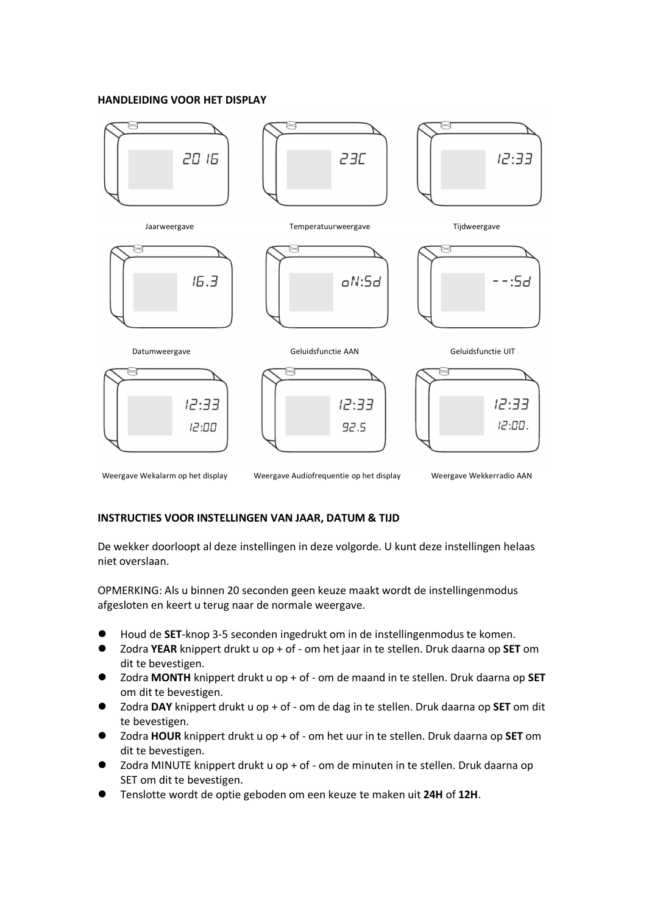**HANDLEIDING VOOR HET DISPLAY**

2016

Jaarweergave

23C

Temperatuurweergave

12:33

Tijdweergave

16.3

Datumweergave

oN:5d

Geluidsfunctie AAN

--:5d

Geluidsfunctie UIT

12:33
12:00

Weergave Wekalarm op het display

12:33
92.5

Weergave Audiofrequentie op het display

12:33
12:00.

Weergave Wekkerradio AAN

**INSTRUCTIES VOOR INSTELLINGEN VAN JAAR, DATUM & TIJD**

De wekker doorloopt al deze instellingen in deze volgorde. U kunt deze instellingen helaas niet overslaan.

OPMERKING: Als u binnen 20 seconden geen keuze maakt wordt de instellingenmodus afgesloten en keert u terug naar de normale weergave.

- Houd de **SET**-knop 3-5 seconden ingedrukt om in de instellingenmodus te komen.
- Zodra **YEAR** knippert drukt u op + of - om het jaar in te stellen. Druk daarna op **SET** om dit te bevestigen.
- Zodra **MONTH** knippert drukt u op + of - om de maand in te stellen. Druk daarna op **SET** om dit te bevestigen.
- Zodra **DAY** knippert drukt u op + of - om de dag in te stellen. Druk daarna op **SET** om dit te bevestigen.
- Zodra **HOUR** knippert drukt u op + of - om het uur in te stellen. Druk daarna op **SET** om dit te bevestigen.
- Zodra MINUTE knippert drukt u op + of - om de minuten in te stellen. Druk daarna op SET om dit te bevestigen.
- Tenslotte wordt de optie geboden om een keuze te maken uit **24H** of **12H**.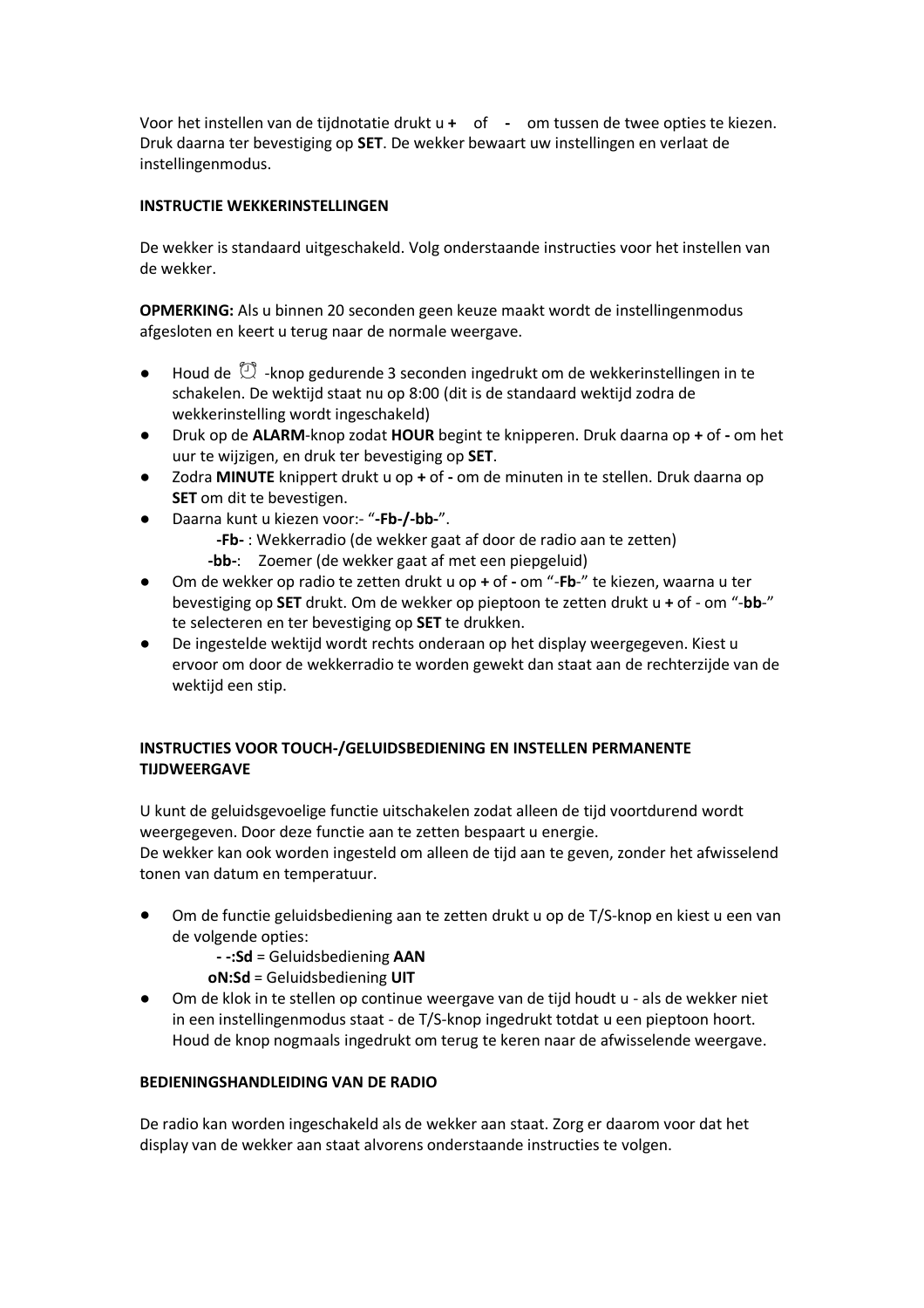Voor het instellen van de tijdnotatie drukt u **+** of **-** om tussen de twee opties te kiezen. Druk daarna ter bevestiging op **SET**. De wekker bewaart uw instellingen en verlaat de instellingenmodus.

**INSTRUCTIE WEKKERINSTELLINGEN**

De wekker is standaard uitgeschakeld. Volg onderstaande instructies voor het instellen van de wekker.

**OPMERKING:** Als u binnen 20 seconden geen keuze maakt wordt de instellingenmodus afgesloten en keert u terug naar de normale weergave.

- Houd de ⏰ -knop gedurende 3 seconden ingedrukt om de wekkerinstellingen in te schakelen. De wektijd staat nu op 8:00 (dit is de standaard wektijd zodra de wekkerinstelling wordt ingeschakeld)
- Druk op de **ALARM**-knop zodat **HOUR** begint te knipperen. Druk daarna op **+** of **-** om het uur te wijzigen, en druk ter bevestiging op **SET**.
- Zodra **MINUTE** knippert drukt u op **+** of **-** om de minuten in te stellen. Druk daarna op **SET** om dit te bevestigen.
- Daarna kunt u kiezen voor:- "**-Fb-/-bb-**".
  - **-Fb-** : Wekkerradio (de wekker gaat af door de radio aan te zetten)
  - **-bb-**: Zoemer (de wekker gaat af met een piepgeluid)
- Om de wekker op radio te zetten drukt u op **+** of **-** om "-**Fb**-" te kiezen, waarna u ter bevestiging op **SET** drukt. Om de wekker op pieptoon te zetten drukt u **+** of - om "-**bb**-" te selecteren en ter bevestiging op **SET** te drukken.
- De ingestelde wektijd wordt rechts onderaan op het display weergegeven. Kiest u ervoor om door de wekkerradio te worden gewekt dan staat aan de rechterzijde van de wektijd een stip.

**INSTRUCTIES VOOR TOUCH-/GELUIDSBEDIENING EN INSTELLEN PERMANENTE TIJDWEERGAVE**

U kunt de geluidsgevoelige functie uitschakelen zodat alleen de tijd voortdurend wordt weergegeven. Door deze functie aan te zetten bespaart u energie.
De wekker kan ook worden ingesteld om alleen de tijd aan te geven, zonder het afwisselend tonen van datum en temperatuur.

- Om de functie geluidsbediening aan te zetten drukt u op de T/S-knop en kiest u een van de volgende opties:
  - **- -:Sd** = Geluidsbediening **AAN**
  - **oN:Sd** = Geluidsbediening **UIT**
- Om de klok in te stellen op continue weergave van de tijd houdt u - als de wekker niet in een instellingenmodus staat - de T/S-knop ingedrukt totdat u een pieptoon hoort. Houd de knop nogmaals ingedrukt om terug te keren naar de afwisselende weergave.

**BEDIENINGSHANDLEIDING VAN DE RADIO**

De radio kan worden ingeschakeld als de wekker aan staat. Zorg er daarom voor dat het display van de wekker aan staat alvorens onderstaande instructies te volgen.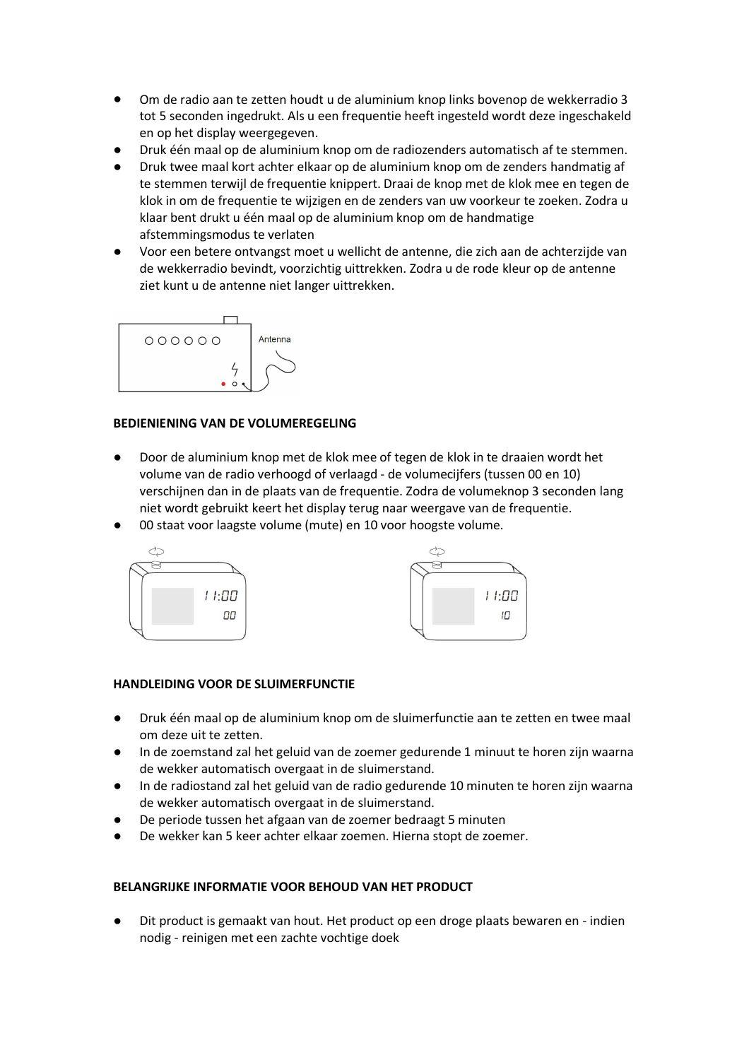- Om de radio aan te zetten houdt u de aluminium knop links bovenop de wekkerradio 3 tot 5 seconden ingedrukt. Als u een frequentie heeft ingesteld wordt deze ingeschakeld en op het display weergegeven.
- Druk één maal op de aluminium knop om de radiozenders automatisch af te stemmen.
- Druk twee maal kort achter elkaar op de aluminium knop om de zenders handmatig af te stemmen terwijl de frequentie knippert. Draai de knop met de klok mee en tegen de klok in om de frequentie te wijzigen en de zenders van uw voorkeur te zoeken. Zodra u klaar bent drukt u één maal op de aluminium knop om de handmatige afstemmingsmodus te verlaten
- Voor een betere ontvangst moet u wellicht de antenne, die zich aan de achterzijde van de wekkerradio bevindt, voorzichtig uittrekken. Zodra u de rode kleur op de antenne ziet kunt u de antenne niet langer uittrekken.

Antenna

**BEDIENIENING VAN DE VOLUMEREGELING**

- Door de aluminium knop met de klok mee of tegen de klok in te draaien wordt het volume van de radio verhoogd of verlaagd - de volumecijfers (tussen 00 en 10) verschijnen dan in de plaats van de frequentie. Zodra de volumeknop 3 seconden lang niet wordt gebruikt keert het display terug naar weergave van de frequentie.
- 00 staat voor laagste volume (mute) en 10 voor hoogste volume.

11:00 00

11:00 10

**HANDLEIDING VOOR DE SLUIMERFUNCTIE**

- Druk één maal op de aluminium knop om de sluimerfunctie aan te zetten en twee maal om deze uit te zetten.
- In de zoemstand zal het geluid van de zoemer gedurende 1 minuut te horen zijn waarna de wekker automatisch overgaat in de sluimerstand.
- In de radiostand zal het geluid van de radio gedurende 10 minuten te horen zijn waarna de wekker automatisch overgaat in de sluimerstand.
- De periode tussen het afgaan van de zoemer bedraagt 5 minuten
- De wekker kan 5 keer achter elkaar zoemen. Hierna stopt de zoemer.

**BELANGRIJKE INFORMATIE VOOR BEHOUD VAN HET PRODUCT**

- Dit product is gemaakt van hout. Het product op een droge plaats bewaren en - indien nodig - reinigen met een zachte vochtige doek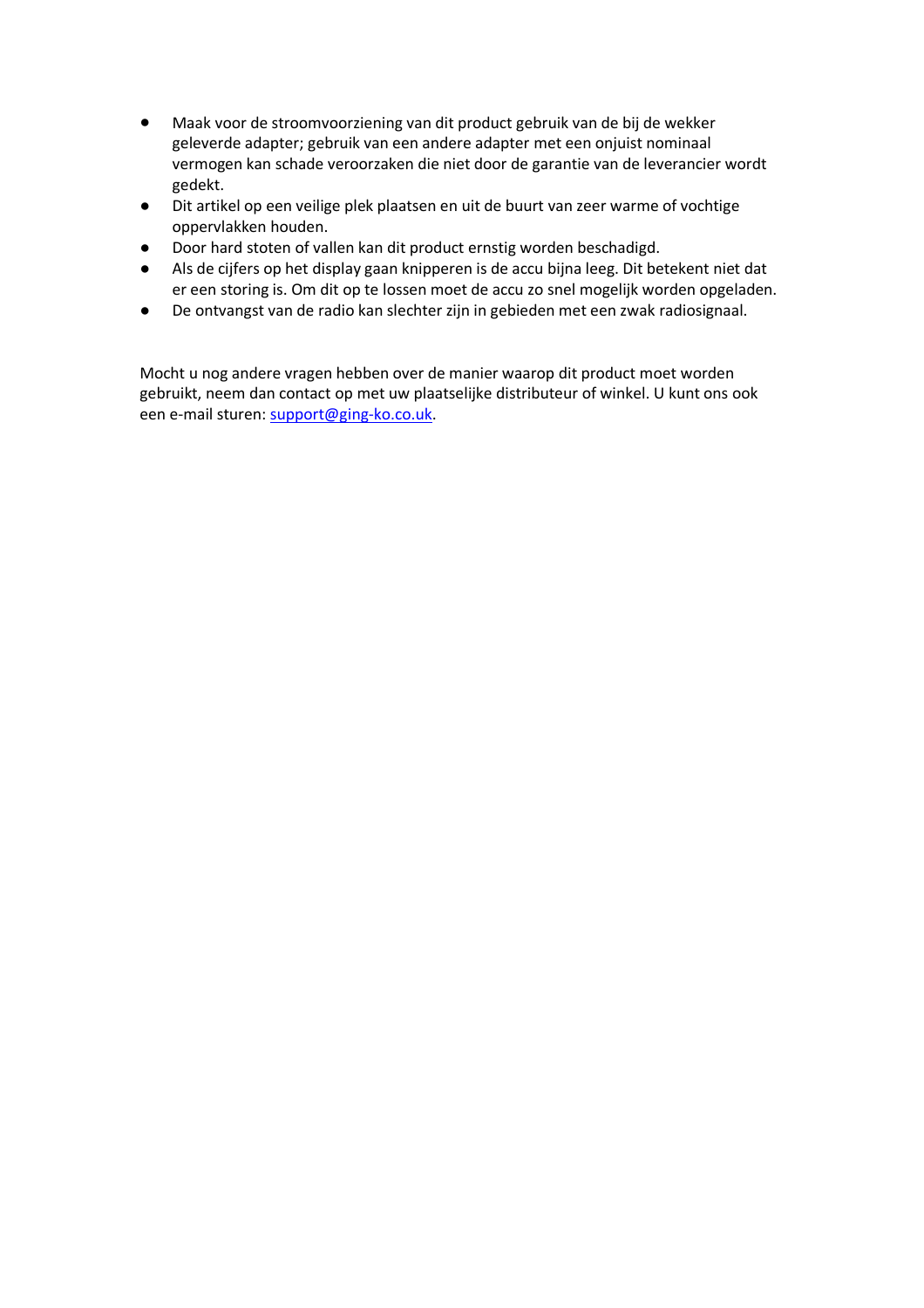- Maak voor de stroomvoorziening van dit product gebruik van de bij de wekker geleverde adapter; gebruik van een andere adapter met een onjuist nominaal vermogen kan schade veroorzaken die niet door de garantie van de leverancier wordt gedekt.
- Dit artikel op een veilige plek plaatsen en uit de buurt van zeer warme of vochtige oppervlakken houden.
- Door hard stoten of vallen kan dit product ernstig worden beschadigd.
- Als de cijfers op het display gaan knipperen is de accu bijna leeg. Dit betekent niet dat er een storing is. Om dit op te lossen moet de accu zo snel mogelijk worden opgeladen.
- De ontvangst van de radio kan slechter zijn in gebieden met een zwak radiosignaal.

Mocht u nog andere vragen hebben over de manier waarop dit product moet worden gebruikt, neem dan contact op met uw plaatselijke distributeur of winkel. U kunt ons ook een e-mail sturen: support@ging-ko.co.uk.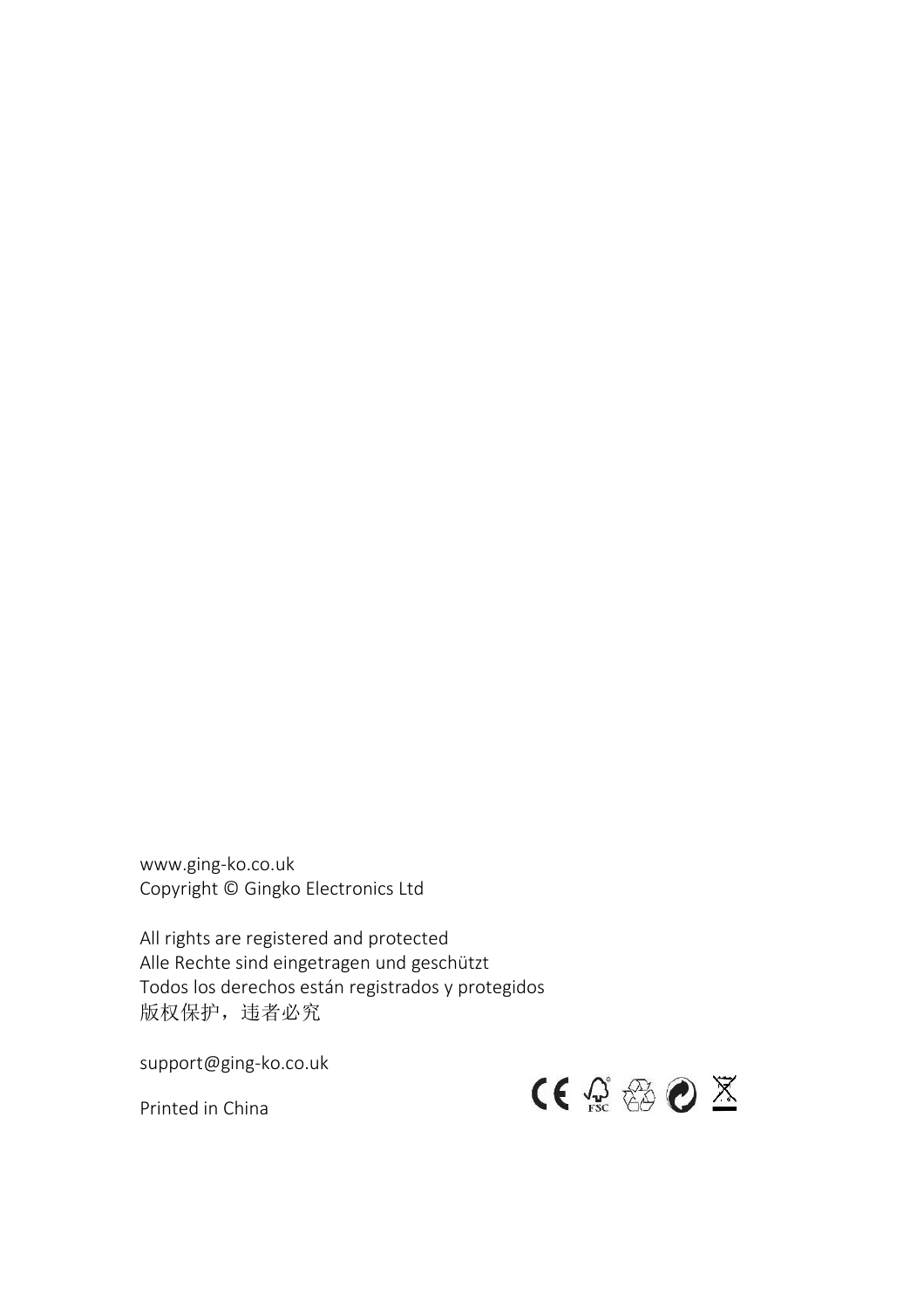www.ging-ko.co.uk
Copyright © Gingko Electronics Ltd

All rights are registered and protected
Alle Rechte sind eingetragen und geschützt
Todos los derechos están registrados y protegidos
版权保护，违者必究

support@ging-ko.co.uk

Printed in China